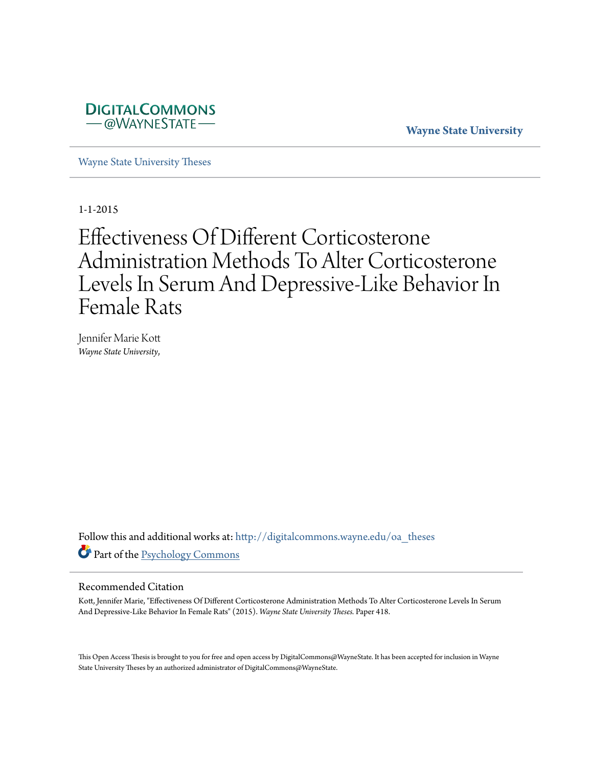DIGITALCOMMONS
— @WAYNESTATE —

Wayne State University

Wayne State University Theses

1-1-2015

# Effectiveness Of Different Corticosterone Administration Methods To Alter Corticosterone Levels In Serum And Depressive-Like Behavior In Female Rats

Jennifer Marie Kott
*Wayne State University,*

Follow this and additional works at: http://digitalcommons.wayne.edu/oa_theses

Part of the Psychology Commons

## Recommended Citation

Kott, Jennifer Marie, "Effectiveness Of Different Corticosterone Administration Methods To Alter Corticosterone Levels In Serum And Depressive-Like Behavior In Female Rats" (2015). *Wayne State University Theses.* Paper 418.

This Open Access Thesis is brought to you for free and open access by DigitalCommons@WayneState. It has been accepted for inclusion in Wayne State University Theses by an authorized administrator of DigitalCommons@WayneState.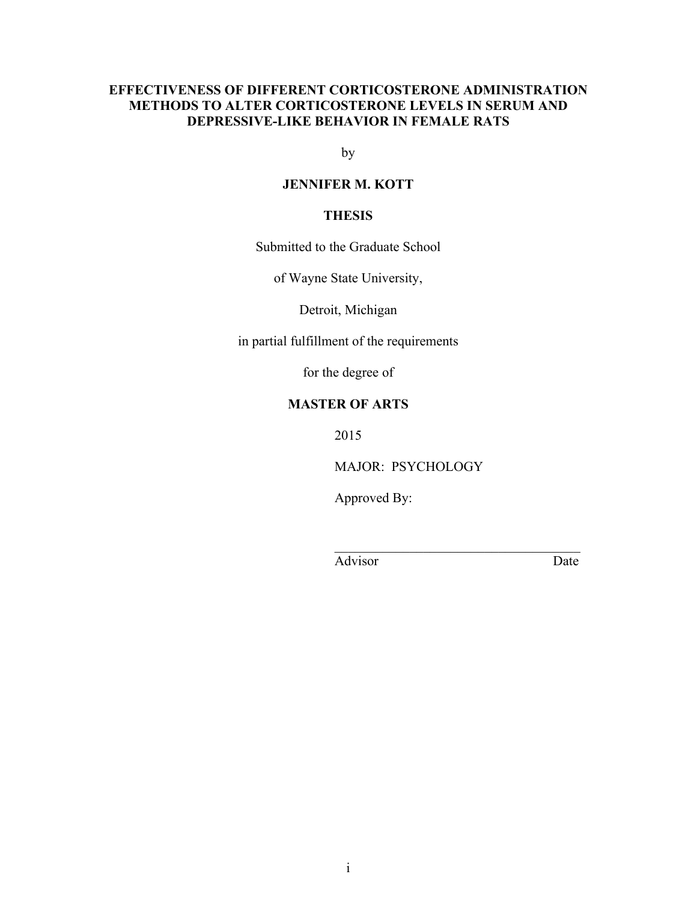**EFFECTIVENESS OF DIFFERENT CORTICOSTERONE ADMINISTRATION METHODS TO ALTER CORTICOSTERONE LEVELS IN SERUM AND DEPRESSIVE-LIKE BEHAVIOR IN FEMALE RATS**

by

**JENNIFER M. KOTT**

**THESIS**

Submitted to the Graduate School

of Wayne State University,

Detroit, Michigan

in partial fulfillment of the requirements

for the degree of

**MASTER OF ARTS**

2015

MAJOR: PSYCHOLOGY

Approved By:

\_\_\_\_\_\_\_\_\_\_\_\_\_\_\_\_\_\_\_\_\_\_\_\_\_\_\_\_\_\_\_\_\_\_\_\_

Advisor Date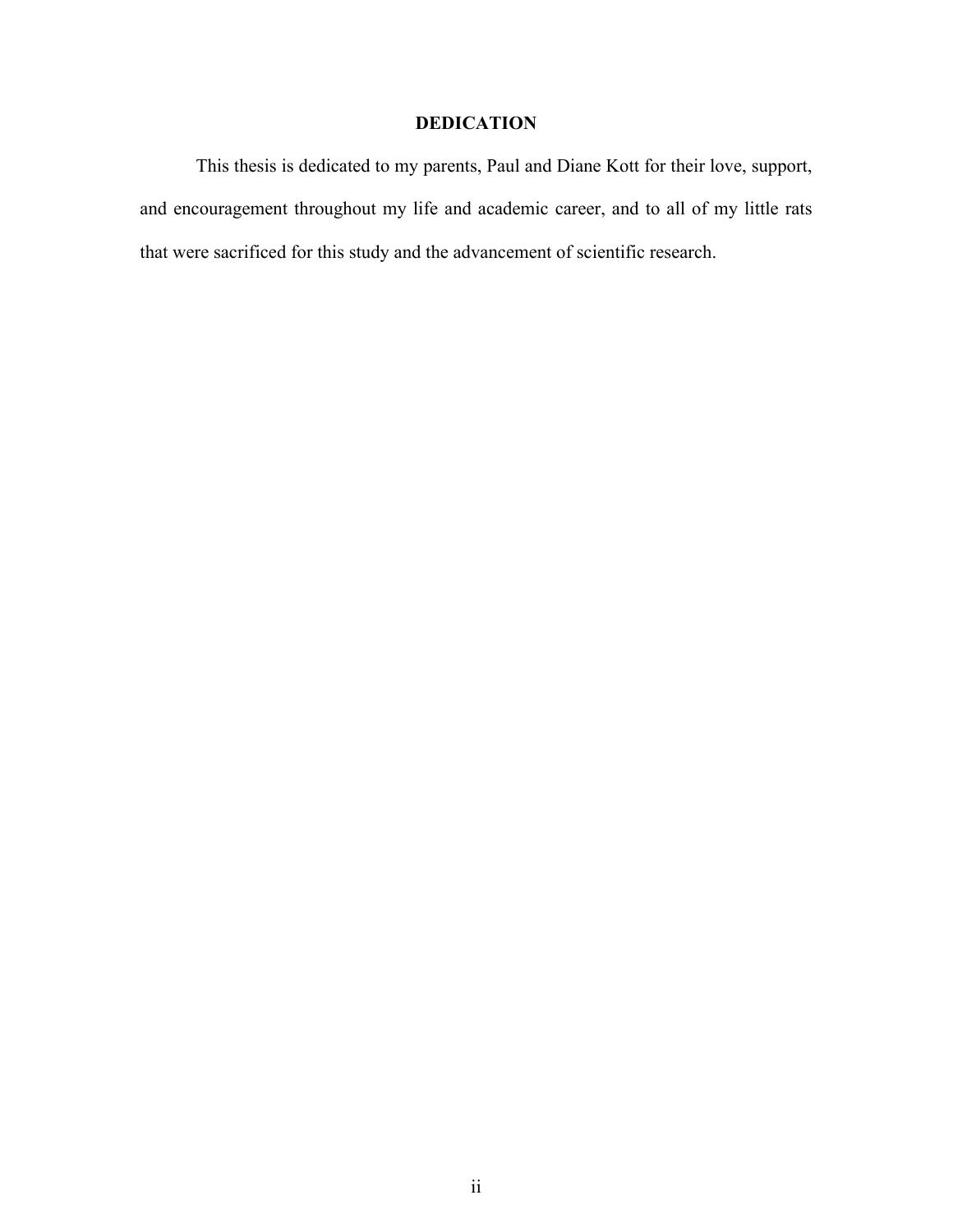## DEDICATION

This thesis is dedicated to my parents, Paul and Diane Kott for their love, support, and encouragement throughout my life and academic career, and to all of my little rats that were sacrificed for this study and the advancement of scientific research.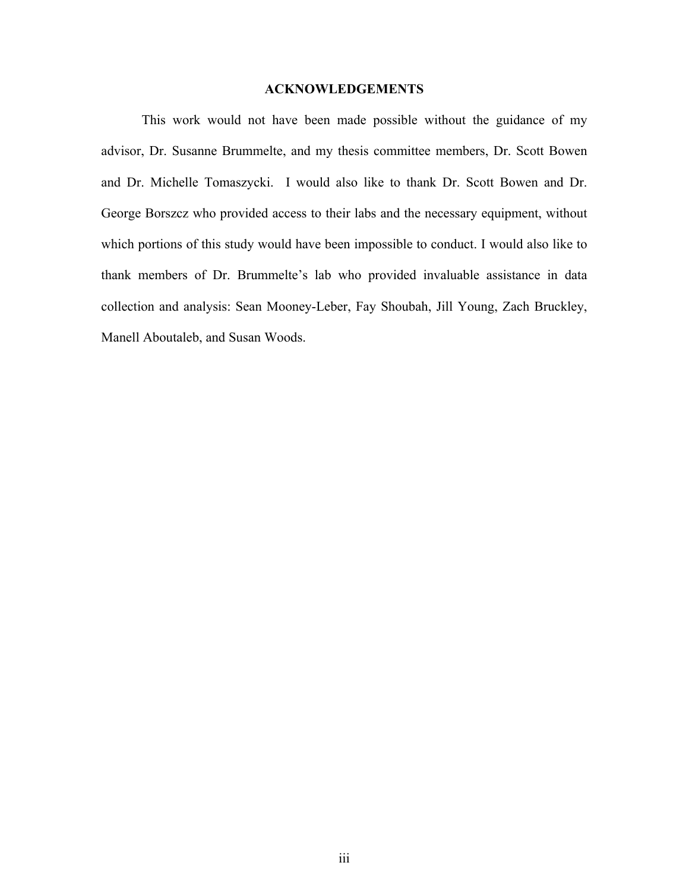## ACKNOWLEDGEMENTS

This work would not have been made possible without the guidance of my advisor, Dr. Susanne Brummelte, and my thesis committee members, Dr. Scott Bowen and Dr. Michelle Tomaszycki. I would also like to thank Dr. Scott Bowen and Dr. George Borszcz who provided access to their labs and the necessary equipment, without which portions of this study would have been impossible to conduct. I would also like to thank members of Dr. Brummelte's lab who provided invaluable assistance in data collection and analysis: Sean Mooney-Leber, Fay Shoubah, Jill Young, Zach Bruckley, Manell Aboutaleb, and Susan Woods.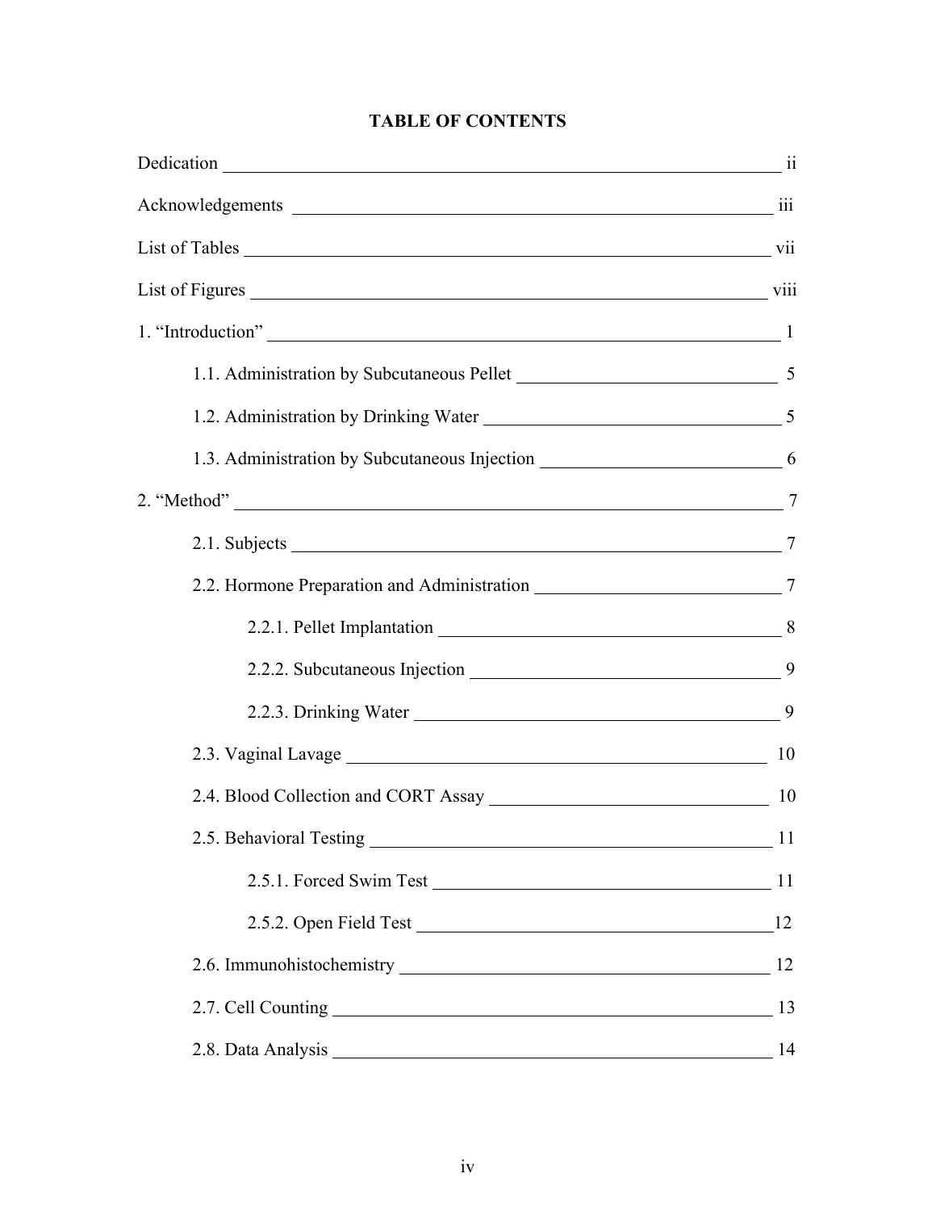# TABLE OF CONTENTS

Dedication ii

Acknowledgements iii

List of Tables vii

List of Figures viii

1. "Introduction" 1

    1.1. Administration by Subcutaneous Pellet 5

    1.2. Administration by Drinking Water 5

    1.3. Administration by Subcutaneous Injection 6

2. "Method" 7

    2.1. Subjects 7

    2.2. Hormone Preparation and Administration 7

        2.2.1. Pellet Implantation 8

        2.2.2. Subcutaneous Injection 9

        2.2.3. Drinking Water 9

    2.3. Vaginal Lavage 10

    2.4. Blood Collection and CORT Assay 10

    2.5. Behavioral Testing 11

        2.5.1. Forced Swim Test 11

        2.5.2. Open Field Test 12

    2.6. Immunohistochemistry 12

    2.7. Cell Counting 13

    2.8. Data Analysis 14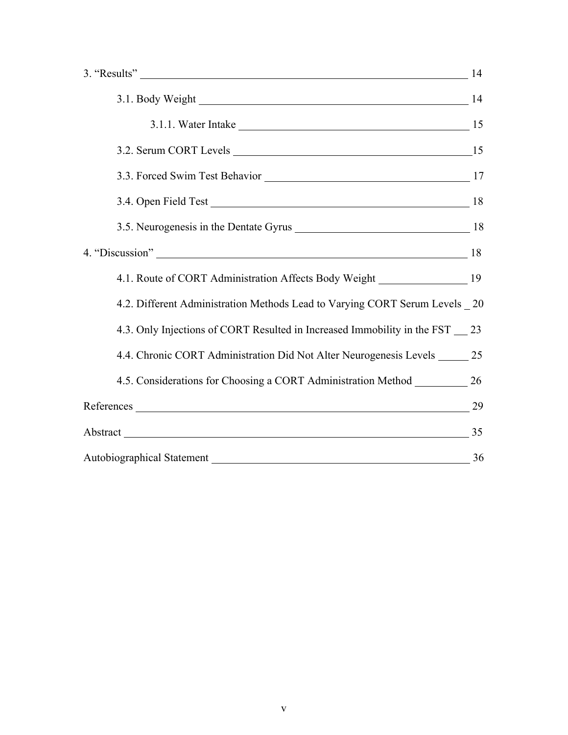3. "Results" 14

- 3.1. Body Weight 14
  - 3.1.1. Water Intake 15
- 3.2. Serum CORT Levels 15
- 3.3. Forced Swim Test Behavior 17
- 3.4. Open Field Test 18
- 3.5. Neurogenesis in the Dentate Gyrus 18

4. "Discussion" 18

- 4.1. Route of CORT Administration Affects Body Weight 19
- 4.2. Different Administration Methods Lead to Varying CORT Serum Levels 20
- 4.3. Only Injections of CORT Resulted in Increased Immobility in the FST 23
- 4.4. Chronic CORT Administration Did Not Alter Neurogenesis Levels 25
- 4.5. Considerations for Choosing a CORT Administration Method 26

References 29

Abstract 35

Autobiographical Statement 36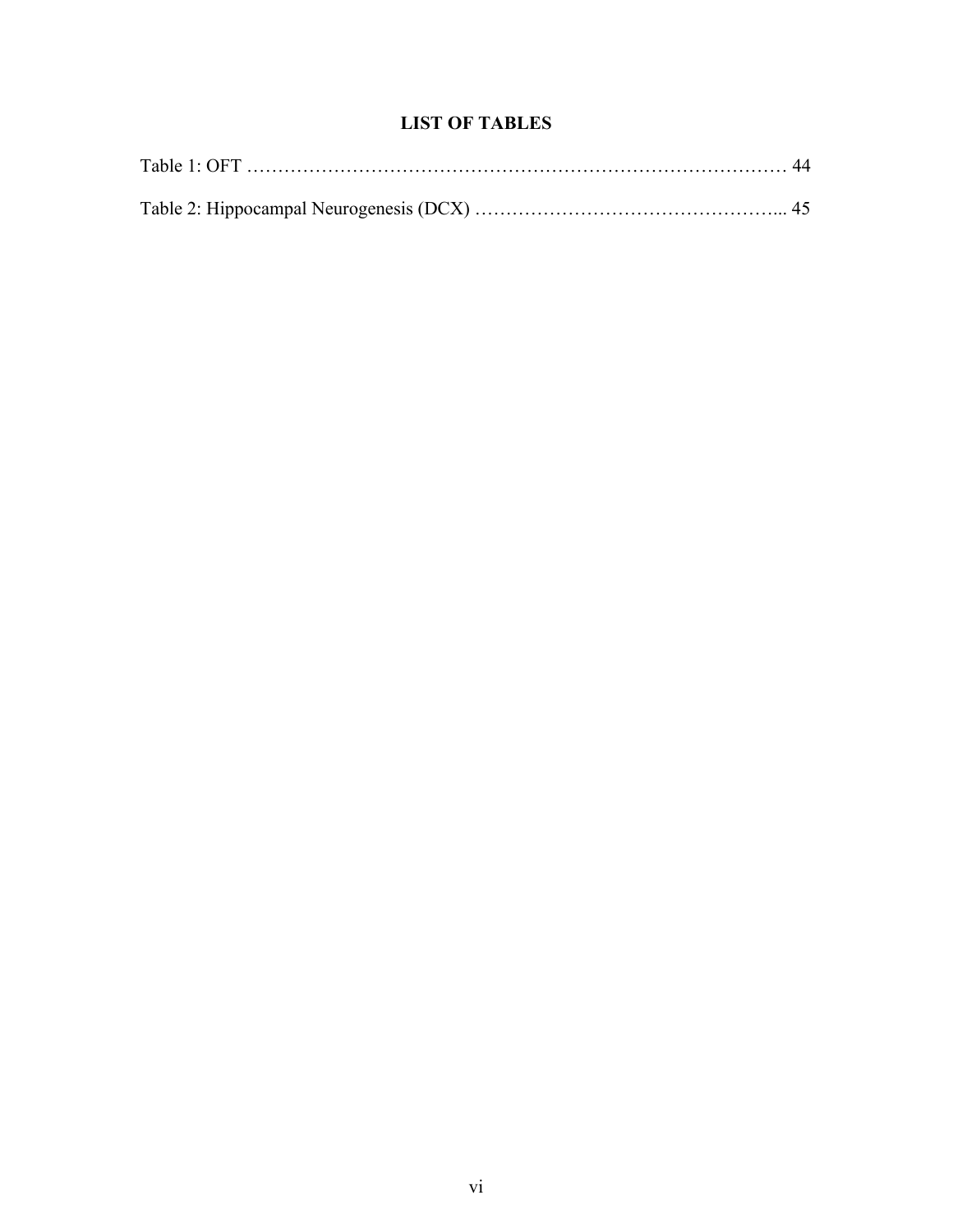# LIST OF TABLES

Table 1: OFT ……………………………………………………………………………… 44

Table 2: Hippocampal Neurogenesis (DCX) …………………………………………... 45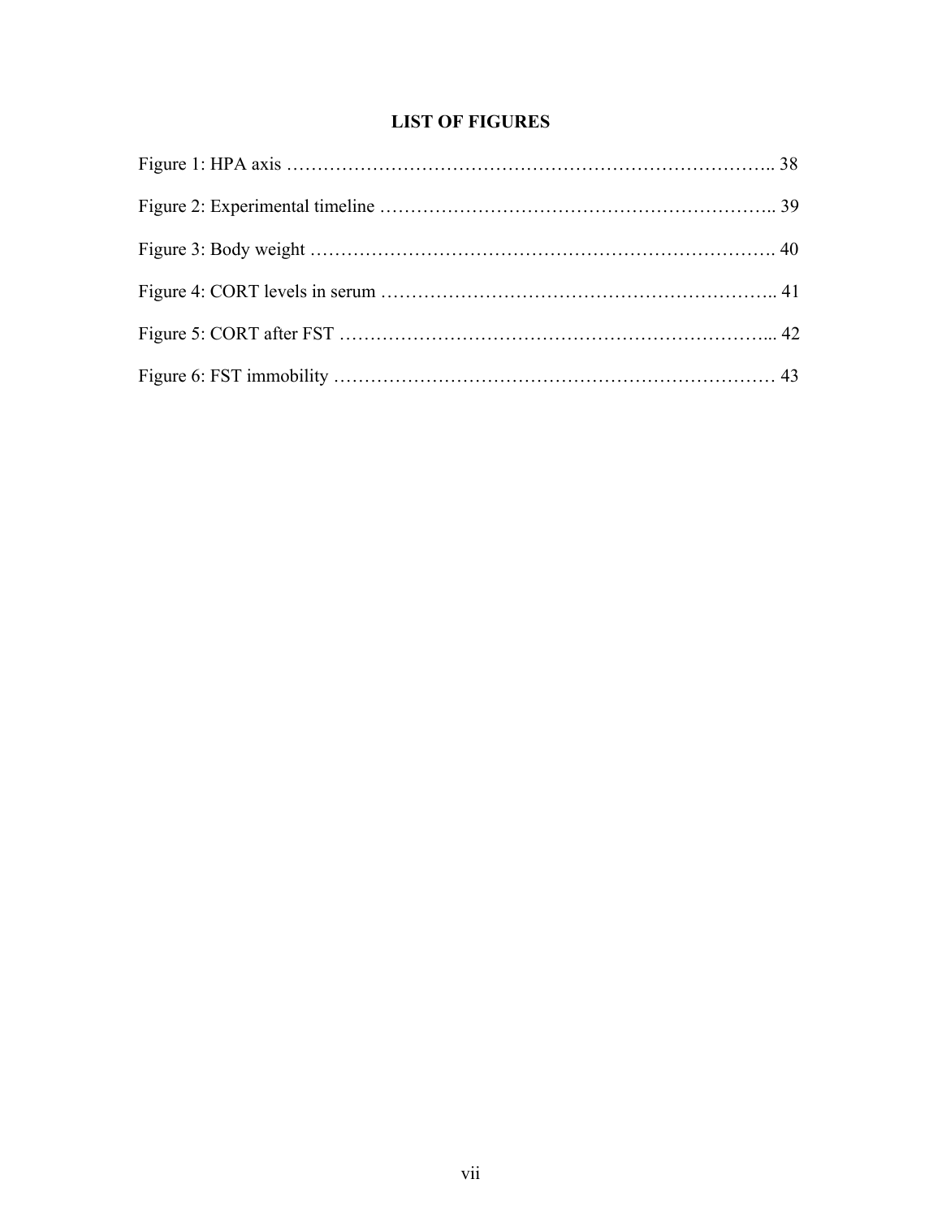# LIST OF FIGURES

Figure 1: HPA axis …………………………………………………………………….. 38

Figure 2: Experimental timeline ……………………………………………………….. 39

Figure 3: Body weight …………………………………………………………………. 40

Figure 4: CORT levels in serum ……………………………………………………….. 41

Figure 5: CORT after FST …………………………………………………………... 42

Figure 6: FST immobility ……………………………………………………………… 43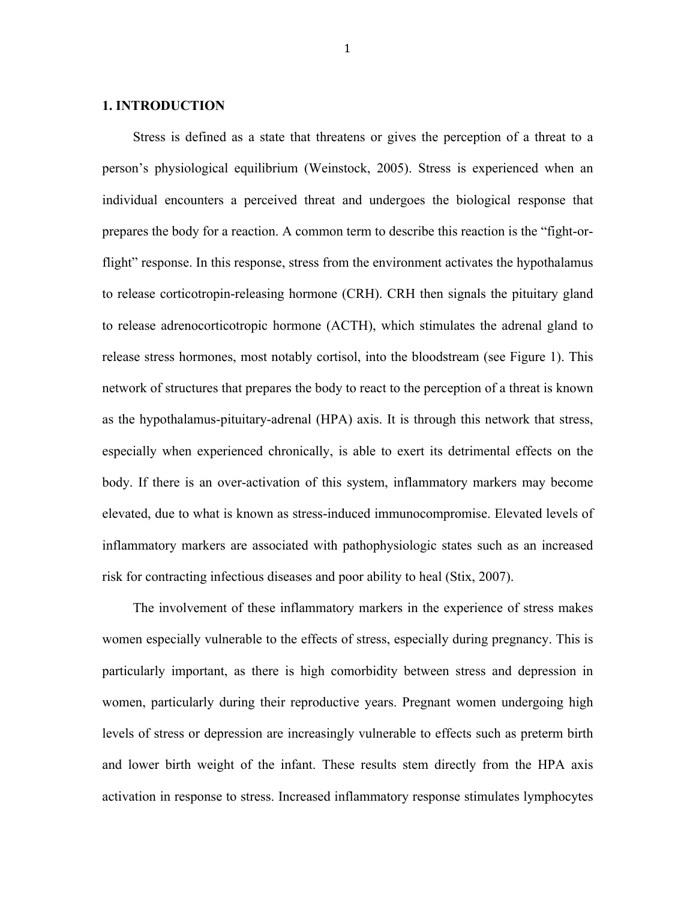## 1. INTRODUCTION

Stress is defined as a state that threatens or gives the perception of a threat to a person's physiological equilibrium (Weinstock, 2005). Stress is experienced when an individual encounters a perceived threat and undergoes the biological response that prepares the body for a reaction. A common term to describe this reaction is the "fight-or-flight" response. In this response, stress from the environment activates the hypothalamus to release corticotropin-releasing hormone (CRH). CRH then signals the pituitary gland to release adrenocorticotropic hormone (ACTH), which stimulates the adrenal gland to release stress hormones, most notably cortisol, into the bloodstream (see Figure 1). This network of structures that prepares the body to react to the perception of a threat is known as the hypothalamus-pituitary-adrenal (HPA) axis. It is through this network that stress, especially when experienced chronically, is able to exert its detrimental effects on the body. If there is an over-activation of this system, inflammatory markers may become elevated, due to what is known as stress-induced immunocompromise. Elevated levels of inflammatory markers are associated with pathophysiologic states such as an increased risk for contracting infectious diseases and poor ability to heal (Stix, 2007).

The involvement of these inflammatory markers in the experience of stress makes women especially vulnerable to the effects of stress, especially during pregnancy. This is particularly important, as there is high comorbidity between stress and depression in women, particularly during their reproductive years. Pregnant women undergoing high levels of stress or depression are increasingly vulnerable to effects such as preterm birth and lower birth weight of the infant. These results stem directly from the HPA axis activation in response to stress. Increased inflammatory response stimulates lymphocytes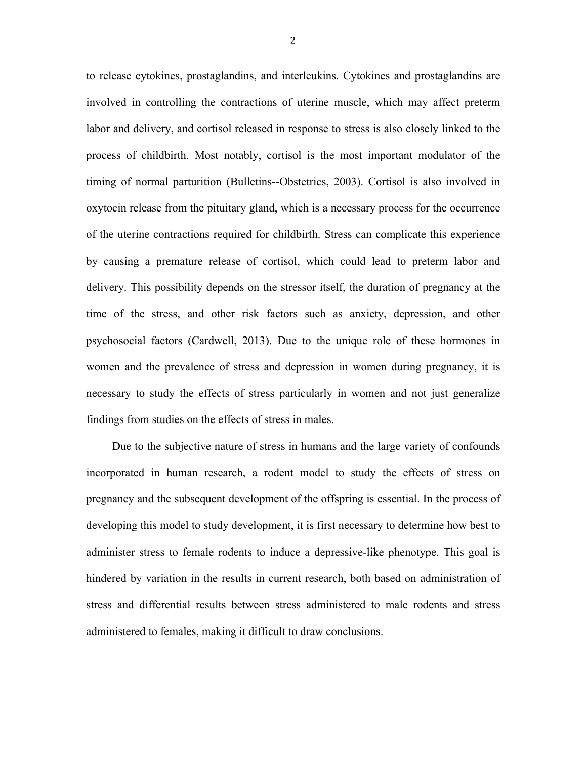to release cytokines, prostaglandins, and interleukins. Cytokines and prostaglandins are involved in controlling the contractions of uterine muscle, which may affect preterm labor and delivery, and cortisol released in response to stress is also closely linked to the process of childbirth. Most notably, cortisol is the most important modulator of the timing of normal parturition (Bulletins--Obstetrics, 2003). Cortisol is also involved in oxytocin release from the pituitary gland, which is a necessary process for the occurrence of the uterine contractions required for childbirth. Stress can complicate this experience by causing a premature release of cortisol, which could lead to preterm labor and delivery. This possibility depends on the stressor itself, the duration of pregnancy at the time of the stress, and other risk factors such as anxiety, depression, and other psychosocial factors (Cardwell, 2013). Due to the unique role of these hormones in women and the prevalence of stress and depression in women during pregnancy, it is necessary to study the effects of stress particularly in women and not just generalize findings from studies on the effects of stress in males.

Due to the subjective nature of stress in humans and the large variety of confounds incorporated in human research, a rodent model to study the effects of stress on pregnancy and the subsequent development of the offspring is essential. In the process of developing this model to study development, it is first necessary to determine how best to administer stress to female rodents to induce a depressive-like phenotype. This goal is hindered by variation in the results in current research, both based on administration of stress and differential results between stress administered to male rodents and stress administered to females, making it difficult to draw conclusions.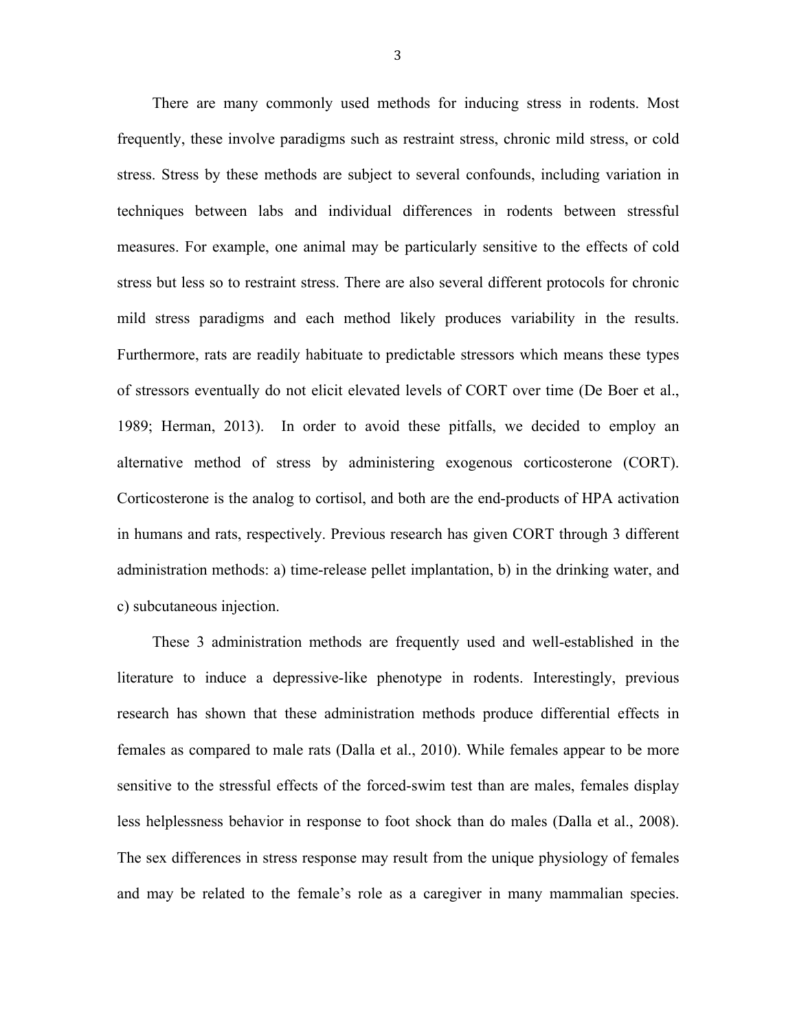There are many commonly used methods for inducing stress in rodents. Most frequently, these involve paradigms such as restraint stress, chronic mild stress, or cold stress. Stress by these methods are subject to several confounds, including variation in techniques between labs and individual differences in rodents between stressful measures. For example, one animal may be particularly sensitive to the effects of cold stress but less so to restraint stress. There are also several different protocols for chronic mild stress paradigms and each method likely produces variability in the results. Furthermore, rats are readily habituate to predictable stressors which means these types of stressors eventually do not elicit elevated levels of CORT over time (De Boer et al., 1989; Herman, 2013). In order to avoid these pitfalls, we decided to employ an alternative method of stress by administering exogenous corticosterone (CORT). Corticosterone is the analog to cortisol, and both are the end-products of HPA activation in humans and rats, respectively. Previous research has given CORT through 3 different administration methods: a) time-release pellet implantation, b) in the drinking water, and c) subcutaneous injection.

These 3 administration methods are frequently used and well-established in the literature to induce a depressive-like phenotype in rodents. Interestingly, previous research has shown that these administration methods produce differential effects in females as compared to male rats (Dalla et al., 2010). While females appear to be more sensitive to the stressful effects of the forced-swim test than are males, females display less helplessness behavior in response to foot shock than do males (Dalla et al., 2008). The sex differences in stress response may result from the unique physiology of females and may be related to the female's role as a caregiver in many mammalian species.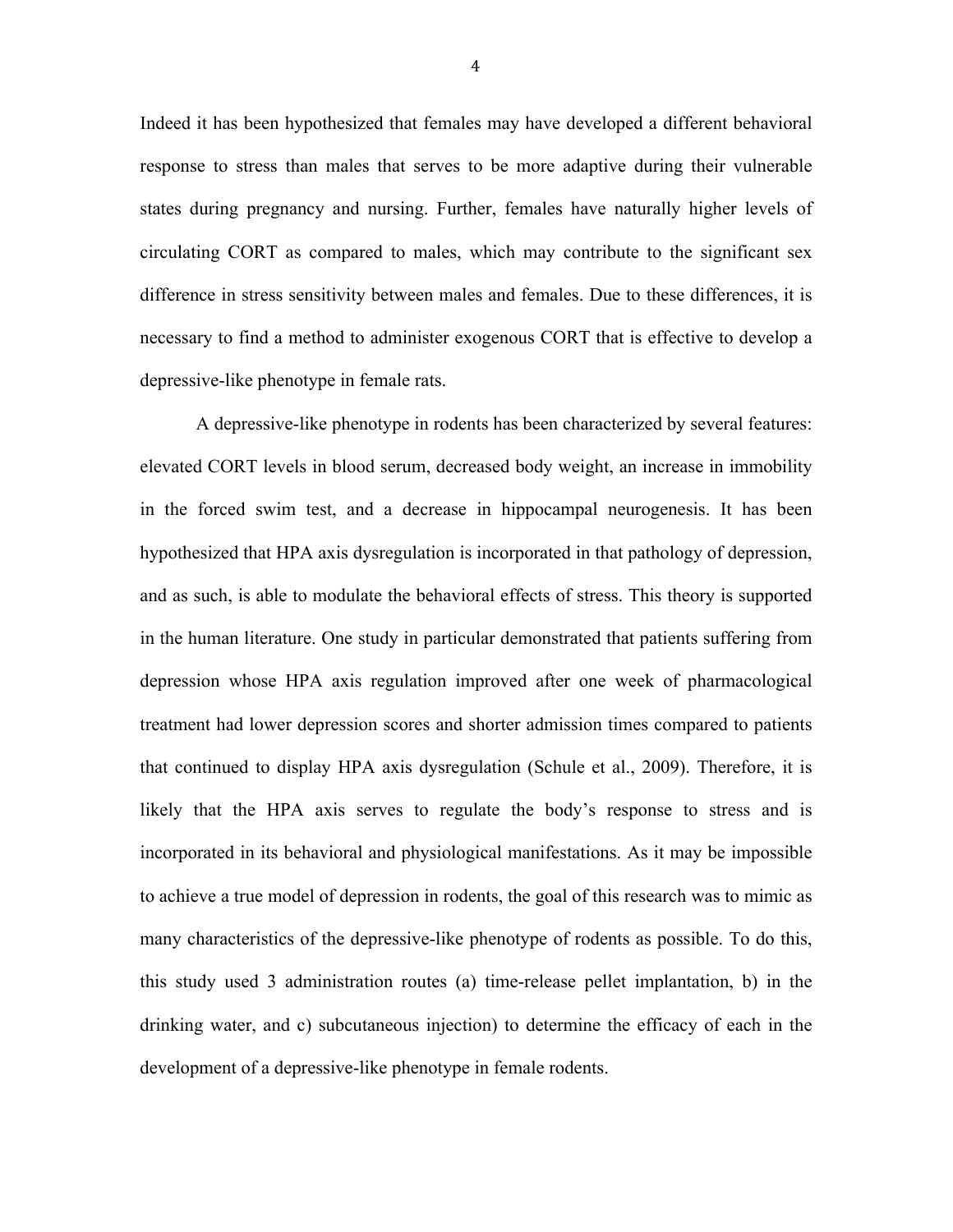Indeed it has been hypothesized that females may have developed a different behavioral response to stress than males that serves to be more adaptive during their vulnerable states during pregnancy and nursing. Further, females have naturally higher levels of circulating CORT as compared to males, which may contribute to the significant sex difference in stress sensitivity between males and females. Due to these differences, it is necessary to find a method to administer exogenous CORT that is effective to develop a depressive-like phenotype in female rats.

A depressive-like phenotype in rodents has been characterized by several features: elevated CORT levels in blood serum, decreased body weight, an increase in immobility in the forced swim test, and a decrease in hippocampal neurogenesis. It has been hypothesized that HPA axis dysregulation is incorporated in that pathology of depression, and as such, is able to modulate the behavioral effects of stress. This theory is supported in the human literature. One study in particular demonstrated that patients suffering from depression whose HPA axis regulation improved after one week of pharmacological treatment had lower depression scores and shorter admission times compared to patients that continued to display HPA axis dysregulation (Schule et al., 2009). Therefore, it is likely that the HPA axis serves to regulate the body's response to stress and is incorporated in its behavioral and physiological manifestations. As it may be impossible to achieve a true model of depression in rodents, the goal of this research was to mimic as many characteristics of the depressive-like phenotype of rodents as possible. To do this, this study used 3 administration routes (a) time-release pellet implantation, b) in the drinking water, and c) subcutaneous injection) to determine the efficacy of each in the development of a depressive-like phenotype in female rodents.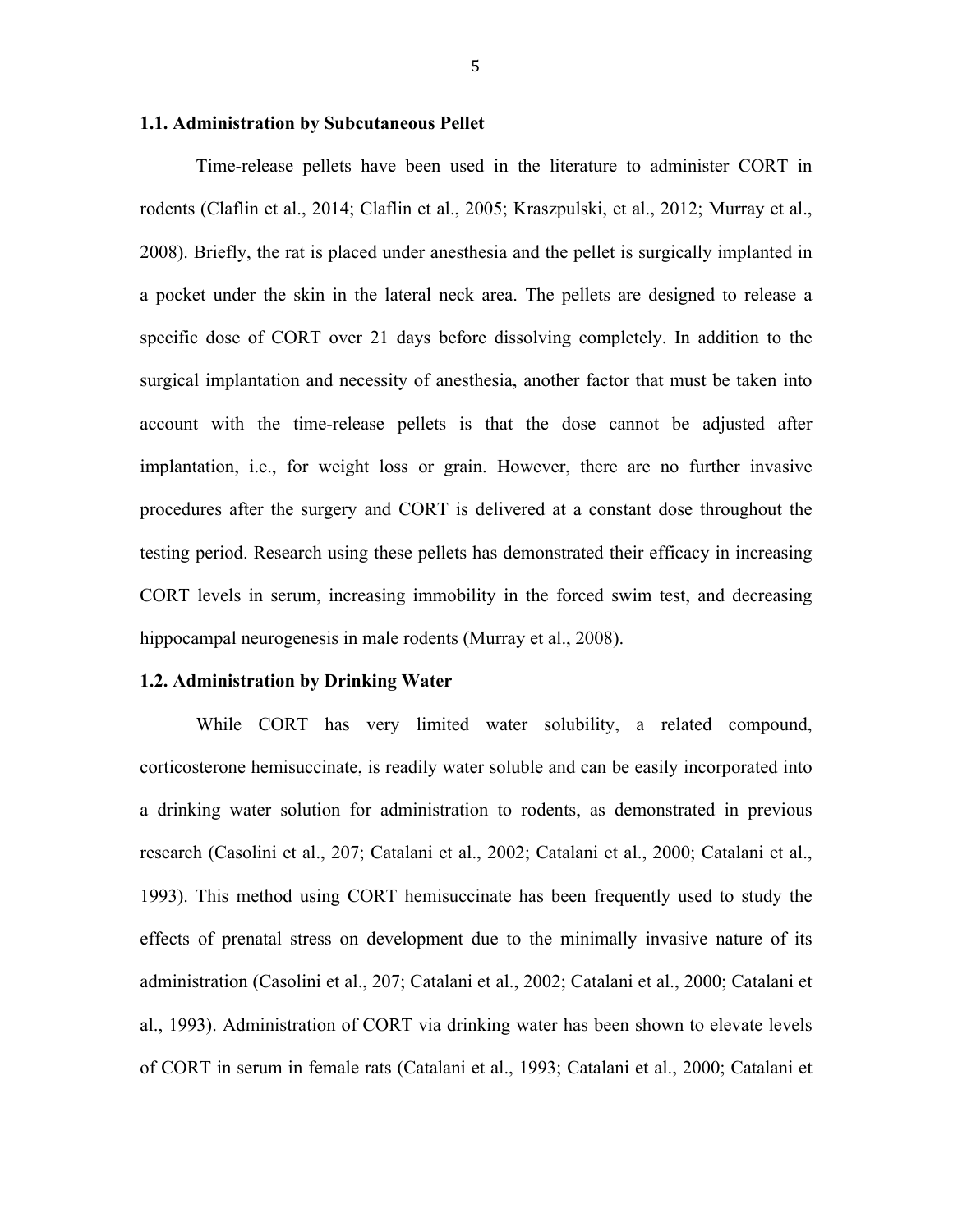### 1.1. Administration by Subcutaneous Pellet

Time-release pellets have been used in the literature to administer CORT in rodents (Claflin et al., 2014; Claflin et al., 2005; Kraszpulski, et al., 2012; Murray et al., 2008). Briefly, the rat is placed under anesthesia and the pellet is surgically implanted in a pocket under the skin in the lateral neck area. The pellets are designed to release a specific dose of CORT over 21 days before dissolving completely. In addition to the surgical implantation and necessity of anesthesia, another factor that must be taken into account with the time-release pellets is that the dose cannot be adjusted after implantation, i.e., for weight loss or grain. However, there are no further invasive procedures after the surgery and CORT is delivered at a constant dose throughout the testing period. Research using these pellets has demonstrated their efficacy in increasing CORT levels in serum, increasing immobility in the forced swim test, and decreasing hippocampal neurogenesis in male rodents (Murray et al., 2008).

### 1.2. Administration by Drinking Water

While CORT has very limited water solubility, a related compound, corticosterone hemisuccinate, is readily water soluble and can be easily incorporated into a drinking water solution for administration to rodents, as demonstrated in previous research (Casolini et al., 207; Catalani et al., 2002; Catalani et al., 2000; Catalani et al., 1993). This method using CORT hemisuccinate has been frequently used to study the effects of prenatal stress on development due to the minimally invasive nature of its administration (Casolini et al., 207; Catalani et al., 2002; Catalani et al., 2000; Catalani et al., 1993). Administration of CORT via drinking water has been shown to elevate levels of CORT in serum in female rats (Catalani et al., 1993; Catalani et al., 2000; Catalani et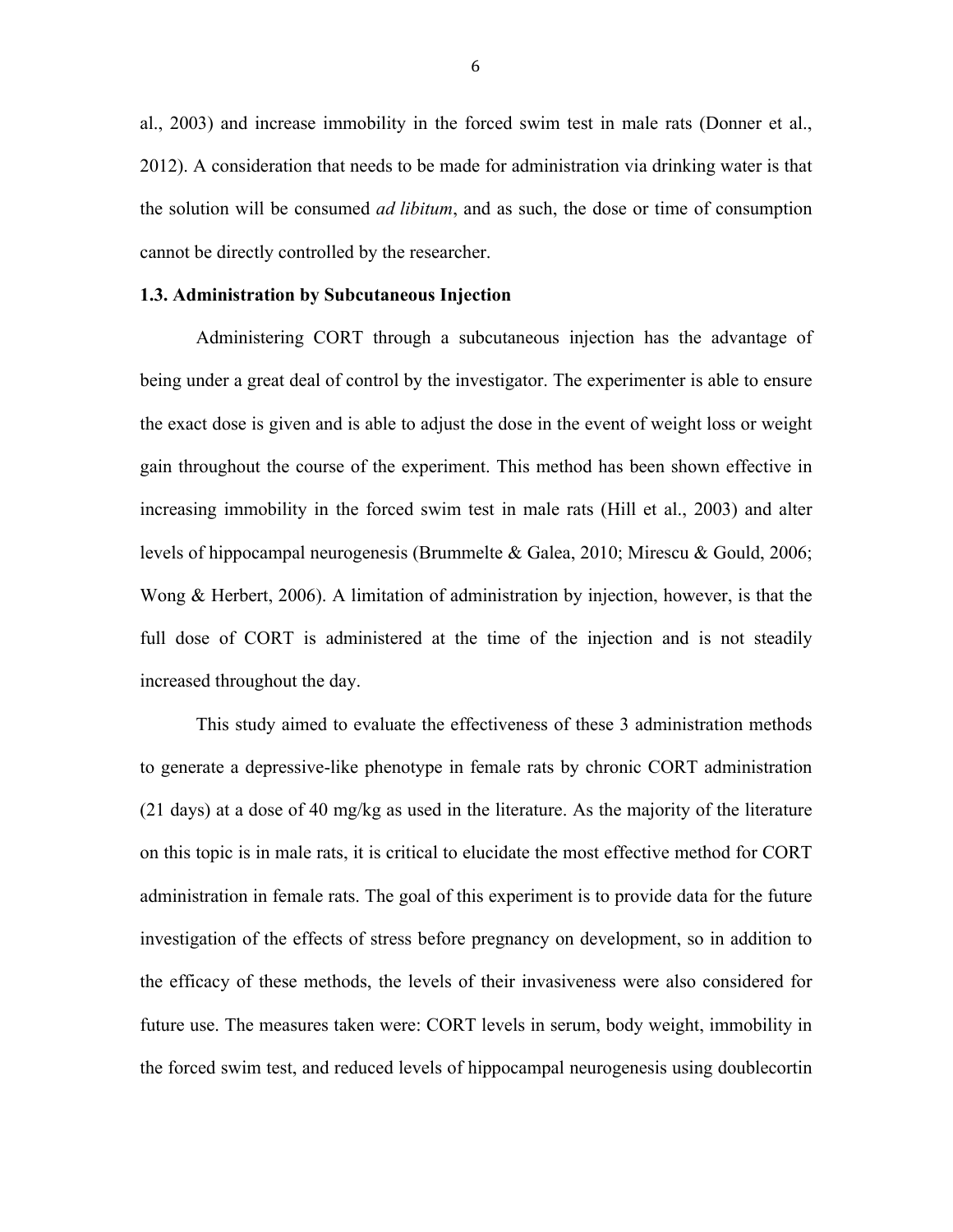al., 2003) and increase immobility in the forced swim test in male rats (Donner et al., 2012). A consideration that needs to be made for administration via drinking water is that the solution will be consumed *ad libitum*, and as such, the dose or time of consumption cannot be directly controlled by the researcher.

### 1.3. Administration by Subcutaneous Injection

Administering CORT through a subcutaneous injection has the advantage of being under a great deal of control by the investigator. The experimenter is able to ensure the exact dose is given and is able to adjust the dose in the event of weight loss or weight gain throughout the course of the experiment. This method has been shown effective in increasing immobility in the forced swim test in male rats (Hill et al., 2003) and alter levels of hippocampal neurogenesis (Brummelte & Galea, 2010; Mirescu & Gould, 2006; Wong & Herbert, 2006). A limitation of administration by injection, however, is that the full dose of CORT is administered at the time of the injection and is not steadily increased throughout the day.

This study aimed to evaluate the effectiveness of these 3 administration methods to generate a depressive-like phenotype in female rats by chronic CORT administration (21 days) at a dose of 40 mg/kg as used in the literature. As the majority of the literature on this topic is in male rats, it is critical to elucidate the most effective method for CORT administration in female rats. The goal of this experiment is to provide data for the future investigation of the effects of stress before pregnancy on development, so in addition to the efficacy of these methods, the levels of their invasiveness were also considered for future use. The measures taken were: CORT levels in serum, body weight, immobility in the forced swim test, and reduced levels of hippocampal neurogenesis using doublecortin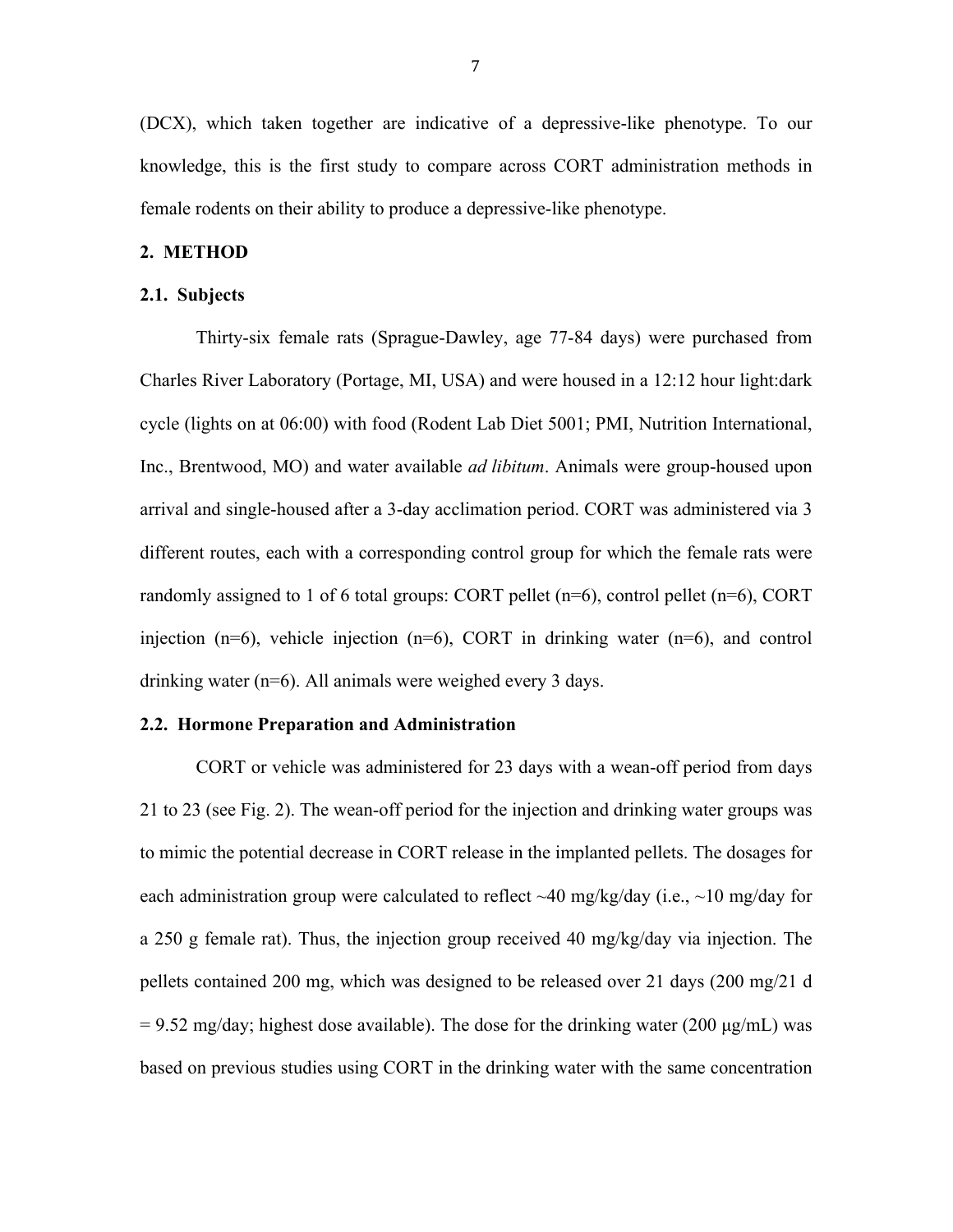(DCX), which taken together are indicative of a depressive-like phenotype. To our knowledge, this is the first study to compare across CORT administration methods in female rodents on their ability to produce a depressive-like phenotype.

## 2. METHOD

### 2.1. Subjects

Thirty-six female rats (Sprague-Dawley, age 77-84 days) were purchased from Charles River Laboratory (Portage, MI, USA) and were housed in a 12:12 hour light:dark cycle (lights on at 06:00) with food (Rodent Lab Diet 5001; PMI, Nutrition International, Inc., Brentwood, MO) and water available *ad libitum*. Animals were group-housed upon arrival and single-housed after a 3-day acclimation period. CORT was administered via 3 different routes, each with a corresponding control group for which the female rats were randomly assigned to 1 of 6 total groups: CORT pellet (n=6), control pellet (n=6), CORT injection (n=6), vehicle injection (n=6), CORT in drinking water (n=6), and control drinking water (n=6). All animals were weighed every 3 days.

### 2.2. Hormone Preparation and Administration

CORT or vehicle was administered for 23 days with a wean-off period from days 21 to 23 (see Fig. 2). The wean-off period for the injection and drinking water groups was to mimic the potential decrease in CORT release in the implanted pellets. The dosages for each administration group were calculated to reflect ~40 mg/kg/day (i.e., ~10 mg/day for a 250 g female rat). Thus, the injection group received 40 mg/kg/day via injection. The pellets contained 200 mg, which was designed to be released over 21 days (200 mg/21 d = 9.52 mg/day; highest dose available). The dose for the drinking water (200 μg/mL) was based on previous studies using CORT in the drinking water with the same concentration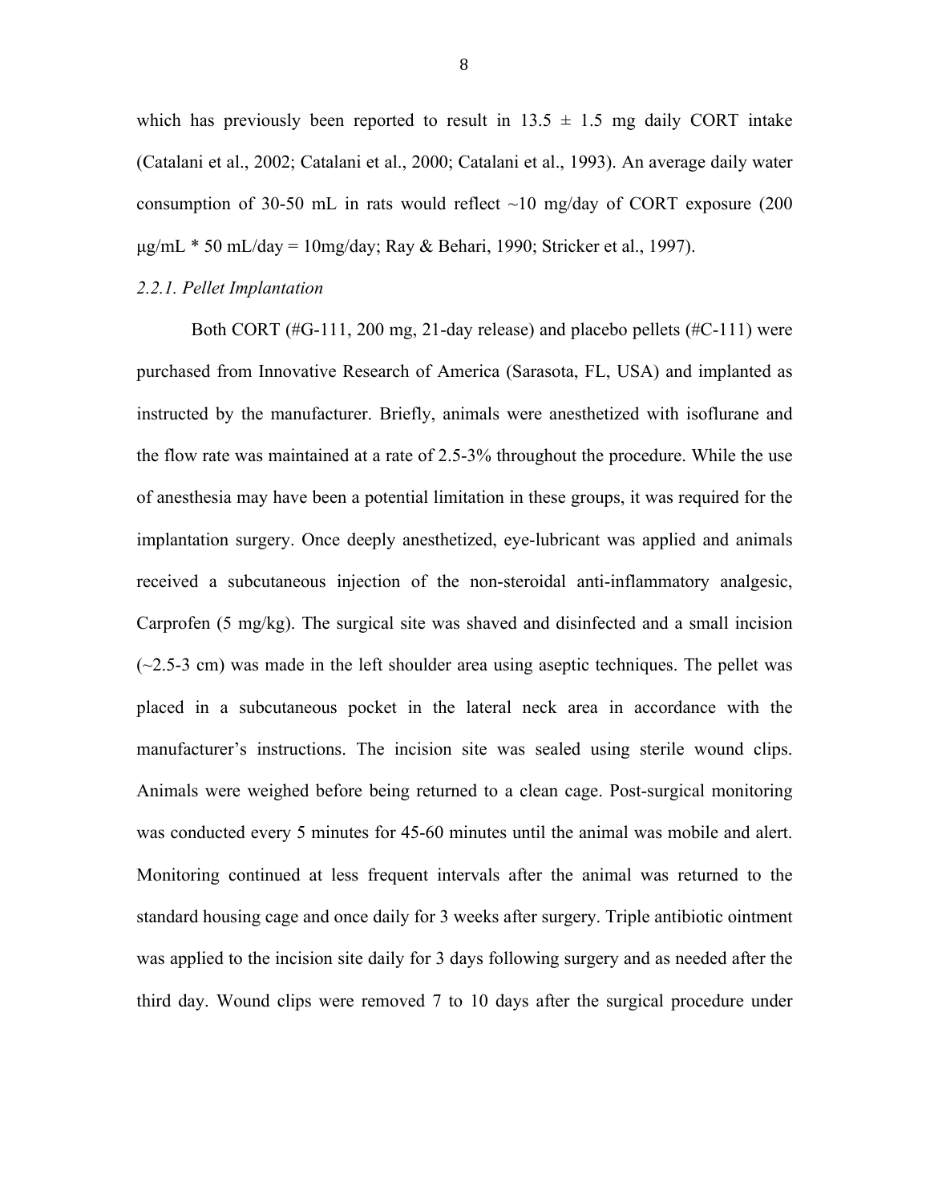which has previously been reported to result in 13.5 ± 1.5 mg daily CORT intake (Catalani et al., 2002; Catalani et al., 2000; Catalani et al., 1993). An average daily water consumption of 30-50 mL in rats would reflect ~10 mg/day of CORT exposure (200 μg/mL * 50 mL/day = 10mg/day; Ray & Behari, 1990; Stricker et al., 1997).

*2.2.1. Pellet Implantation*

Both CORT (#G-111, 200 mg, 21-day release) and placebo pellets (#C-111) were purchased from Innovative Research of America (Sarasota, FL, USA) and implanted as instructed by the manufacturer. Briefly, animals were anesthetized with isoflurane and the flow rate was maintained at a rate of 2.5-3% throughout the procedure. While the use of anesthesia may have been a potential limitation in these groups, it was required for the implantation surgery. Once deeply anesthetized, eye-lubricant was applied and animals received a subcutaneous injection of the non-steroidal anti-inflammatory analgesic, Carprofen (5 mg/kg). The surgical site was shaved and disinfected and a small incision (~2.5-3 cm) was made in the left shoulder area using aseptic techniques. The pellet was placed in a subcutaneous pocket in the lateral neck area in accordance with the manufacturer's instructions. The incision site was sealed using sterile wound clips. Animals were weighed before being returned to a clean cage. Post-surgical monitoring was conducted every 5 minutes for 45-60 minutes until the animal was mobile and alert. Monitoring continued at less frequent intervals after the animal was returned to the standard housing cage and once daily for 3 weeks after surgery. Triple antibiotic ointment was applied to the incision site daily for 3 days following surgery and as needed after the third day. Wound clips were removed 7 to 10 days after the surgical procedure under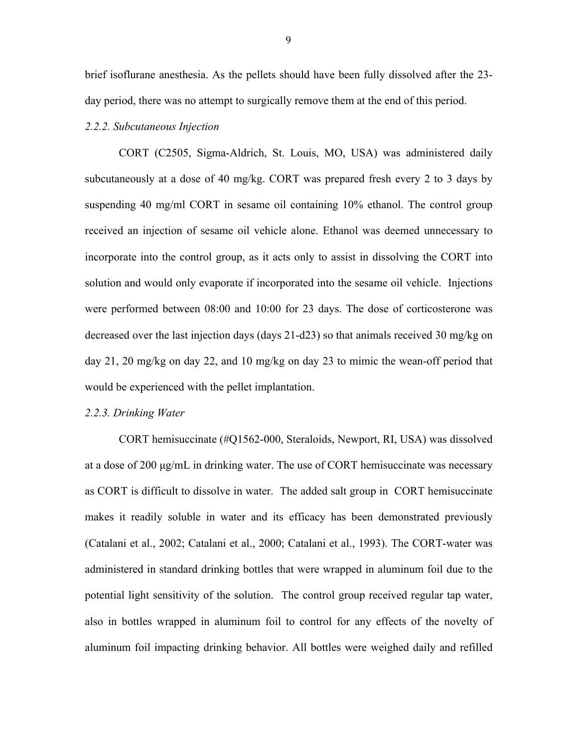brief isoflurane anesthesia. As the pellets should have been fully dissolved after the 23-day period, there was no attempt to surgically remove them at the end of this period.

*2.2.2. Subcutaneous Injection*

CORT (C2505, Sigma-Aldrich, St. Louis, MO, USA) was administered daily subcutaneously at a dose of 40 mg/kg. CORT was prepared fresh every 2 to 3 days by suspending 40 mg/ml CORT in sesame oil containing 10% ethanol. The control group received an injection of sesame oil vehicle alone. Ethanol was deemed unnecessary to incorporate into the control group, as it acts only to assist in dissolving the CORT into solution and would only evaporate if incorporated into the sesame oil vehicle. Injections were performed between 08:00 and 10:00 for 23 days. The dose of corticosterone was decreased over the last injection days (days 21-d23) so that animals received 30 mg/kg on day 21, 20 mg/kg on day 22, and 10 mg/kg on day 23 to mimic the wean-off period that would be experienced with the pellet implantation.

*2.2.3. Drinking Water*

CORT hemisuccinate (#Q1562-000, Steraloids, Newport, RI, USA) was dissolved at a dose of 200 μg/mL in drinking water. The use of CORT hemisuccinate was necessary as CORT is difficult to dissolve in water. The added salt group in CORT hemisuccinate makes it readily soluble in water and its efficacy has been demonstrated previously (Catalani et al., 2002; Catalani et al., 2000; Catalani et al., 1993). The CORT-water was administered in standard drinking bottles that were wrapped in aluminum foil due to the potential light sensitivity of the solution. The control group received regular tap water, also in bottles wrapped in aluminum foil to control for any effects of the novelty of aluminum foil impacting drinking behavior. All bottles were weighed daily and refilled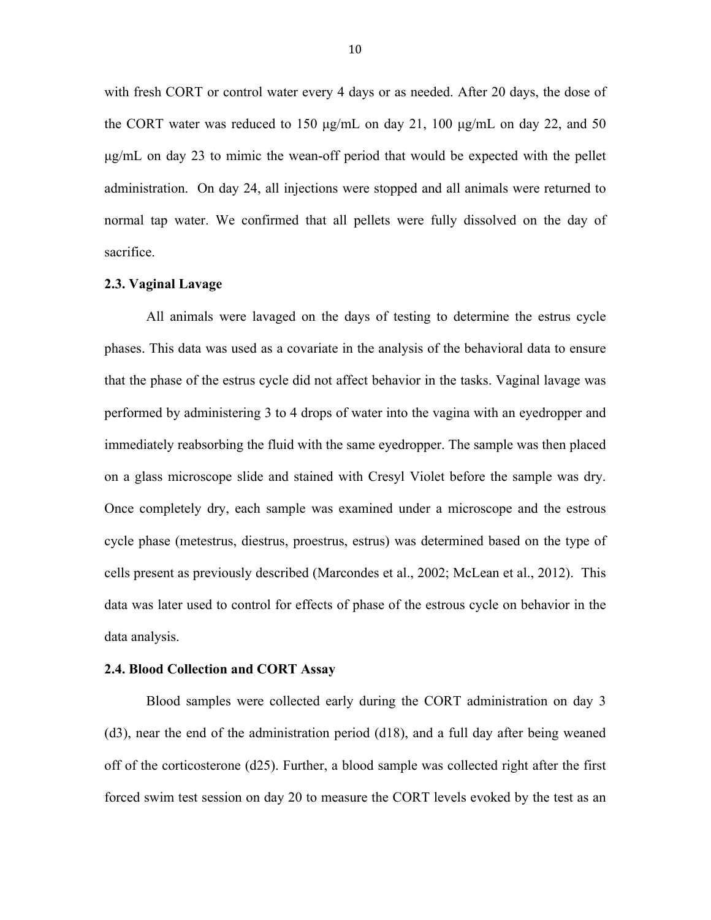with fresh CORT or control water every 4 days or as needed. After 20 days, the dose of the CORT water was reduced to 150 μg/mL on day 21, 100 μg/mL on day 22, and 50 μg/mL on day 23 to mimic the wean-off period that would be expected with the pellet administration. On day 24, all injections were stopped and all animals were returned to normal tap water. We confirmed that all pellets were fully dissolved on the day of sacrifice.

### 2.3. Vaginal Lavage

All animals were lavaged on the days of testing to determine the estrus cycle phases. This data was used as a covariate in the analysis of the behavioral data to ensure that the phase of the estrus cycle did not affect behavior in the tasks. Vaginal lavage was performed by administering 3 to 4 drops of water into the vagina with an eyedropper and immediately reabsorbing the fluid with the same eyedropper. The sample was then placed on a glass microscope slide and stained with Cresyl Violet before the sample was dry. Once completely dry, each sample was examined under a microscope and the estrous cycle phase (metestrus, diestrus, proestrus, estrus) was determined based on the type of cells present as previously described (Marcondes et al., 2002; McLean et al., 2012). This data was later used to control for effects of phase of the estrous cycle on behavior in the data analysis.

### 2.4. Blood Collection and CORT Assay

Blood samples were collected early during the CORT administration on day 3 (d3), near the end of the administration period (d18), and a full day after being weaned off of the corticosterone (d25). Further, a blood sample was collected right after the first forced swim test session on day 20 to measure the CORT levels evoked by the test as an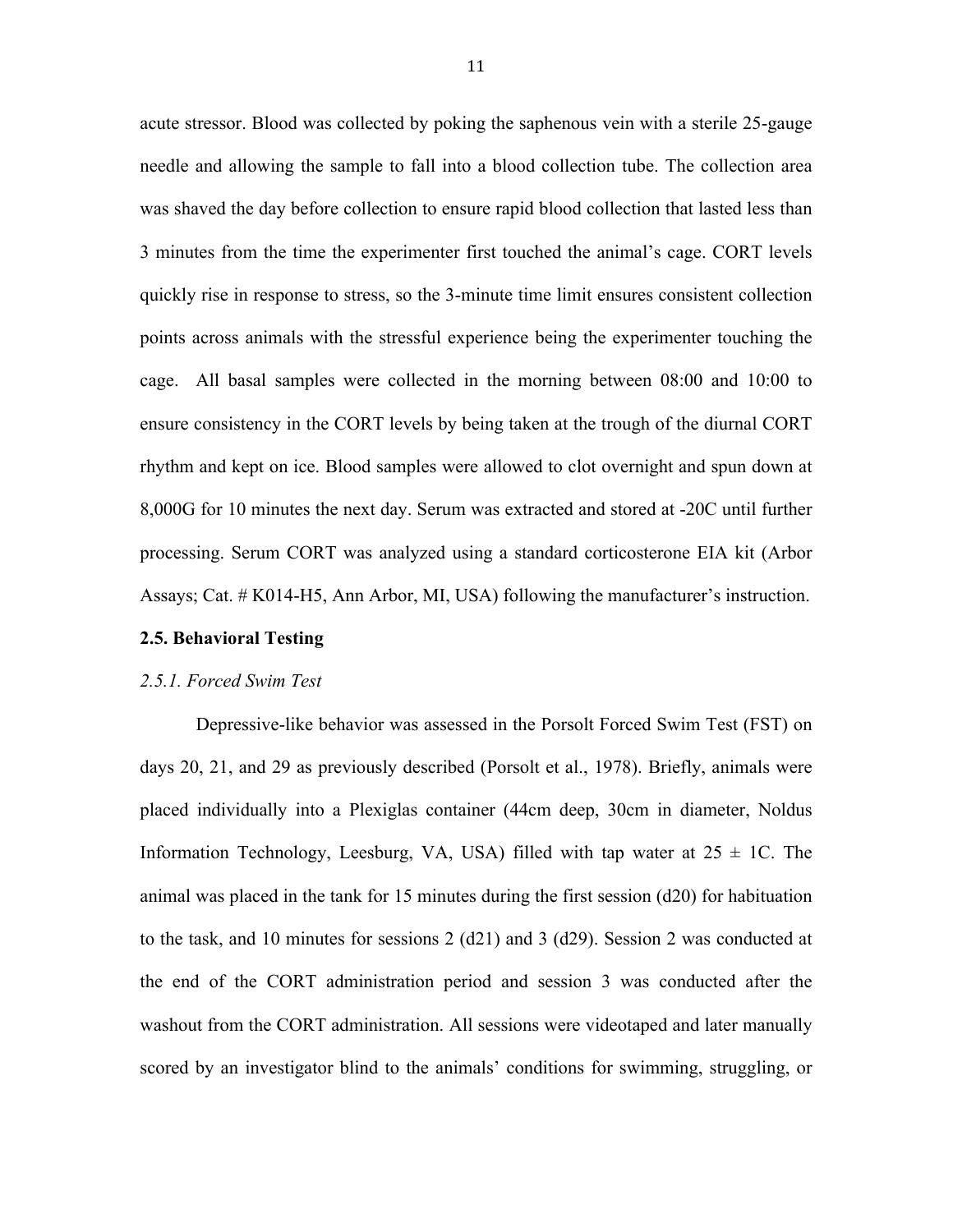acute stressor. Blood was collected by poking the saphenous vein with a sterile 25-gauge needle and allowing the sample to fall into a blood collection tube. The collection area was shaved the day before collection to ensure rapid blood collection that lasted less than 3 minutes from the time the experimenter first touched the animal's cage. CORT levels quickly rise in response to stress, so the 3-minute time limit ensures consistent collection points across animals with the stressful experience being the experimenter touching the cage. All basal samples were collected in the morning between 08:00 and 10:00 to ensure consistency in the CORT levels by being taken at the trough of the diurnal CORT rhythm and kept on ice. Blood samples were allowed to clot overnight and spun down at 8,000G for 10 minutes the next day. Serum was extracted and stored at -20C until further processing. Serum CORT was analyzed using a standard corticosterone EIA kit (Arbor Assays; Cat. # K014-H5, Ann Arbor, MI, USA) following the manufacturer's instruction.

## 2.5. Behavioral Testing

### *2.5.1. Forced Swim Test*

Depressive-like behavior was assessed in the Porsolt Forced Swim Test (FST) on days 20, 21, and 29 as previously described (Porsolt et al., 1978). Briefly, animals were placed individually into a Plexiglas container (44cm deep, 30cm in diameter, Noldus Information Technology, Leesburg, VA, USA) filled with tap water at 25 ± 1C. The animal was placed in the tank for 15 minutes during the first session (d20) for habituation to the task, and 10 minutes for sessions 2 (d21) and 3 (d29). Session 2 was conducted at the end of the CORT administration period and session 3 was conducted after the washout from the CORT administration. All sessions were videotaped and later manually scored by an investigator blind to the animals' conditions for swimming, struggling, or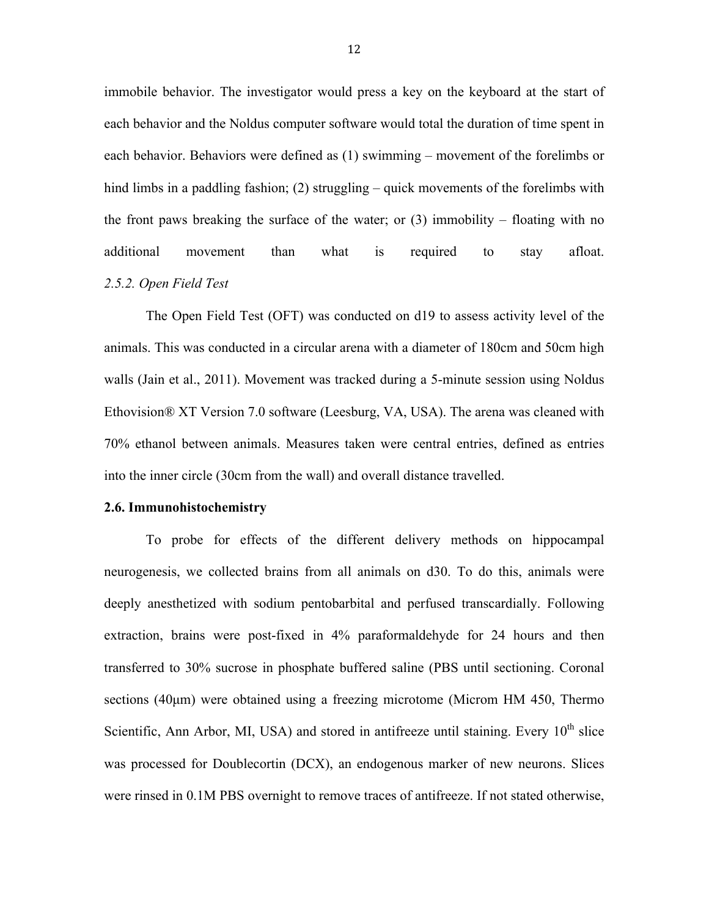immobile behavior. The investigator would press a key on the keyboard at the start of each behavior and the Noldus computer software would total the duration of time spent in each behavior. Behaviors were defined as (1) swimming – movement of the forelimbs or hind limbs in a paddling fashion; (2) struggling – quick movements of the forelimbs with the front paws breaking the surface of the water; or (3) immobility – floating with no additional movement than what is required to stay afloat.

*2.5.2. Open Field Test*

The Open Field Test (OFT) was conducted on d19 to assess activity level of the animals. This was conducted in a circular arena with a diameter of 180cm and 50cm high walls (Jain et al., 2011). Movement was tracked during a 5-minute session using Noldus Ethovision® XT Version 7.0 software (Leesburg, VA, USA). The arena was cleaned with 70% ethanol between animals. Measures taken were central entries, defined as entries into the inner circle (30cm from the wall) and overall distance travelled.

**2.6. Immunohistochemistry**

To probe for effects of the different delivery methods on hippocampal neurogenesis, we collected brains from all animals on d30. To do this, animals were deeply anesthetized with sodium pentobarbital and perfused transcardially. Following extraction, brains were post-fixed in 4% paraformaldehyde for 24 hours and then transferred to 30% sucrose in phosphate buffered saline (PBS until sectioning. Coronal sections (40μm) were obtained using a freezing microtome (Microm HM 450, Thermo Scientific, Ann Arbor, MI, USA) and stored in antifreeze until staining. Every 10th slice was processed for Doublecortin (DCX), an endogenous marker of new neurons. Slices were rinsed in 0.1M PBS overnight to remove traces of antifreeze. If not stated otherwise,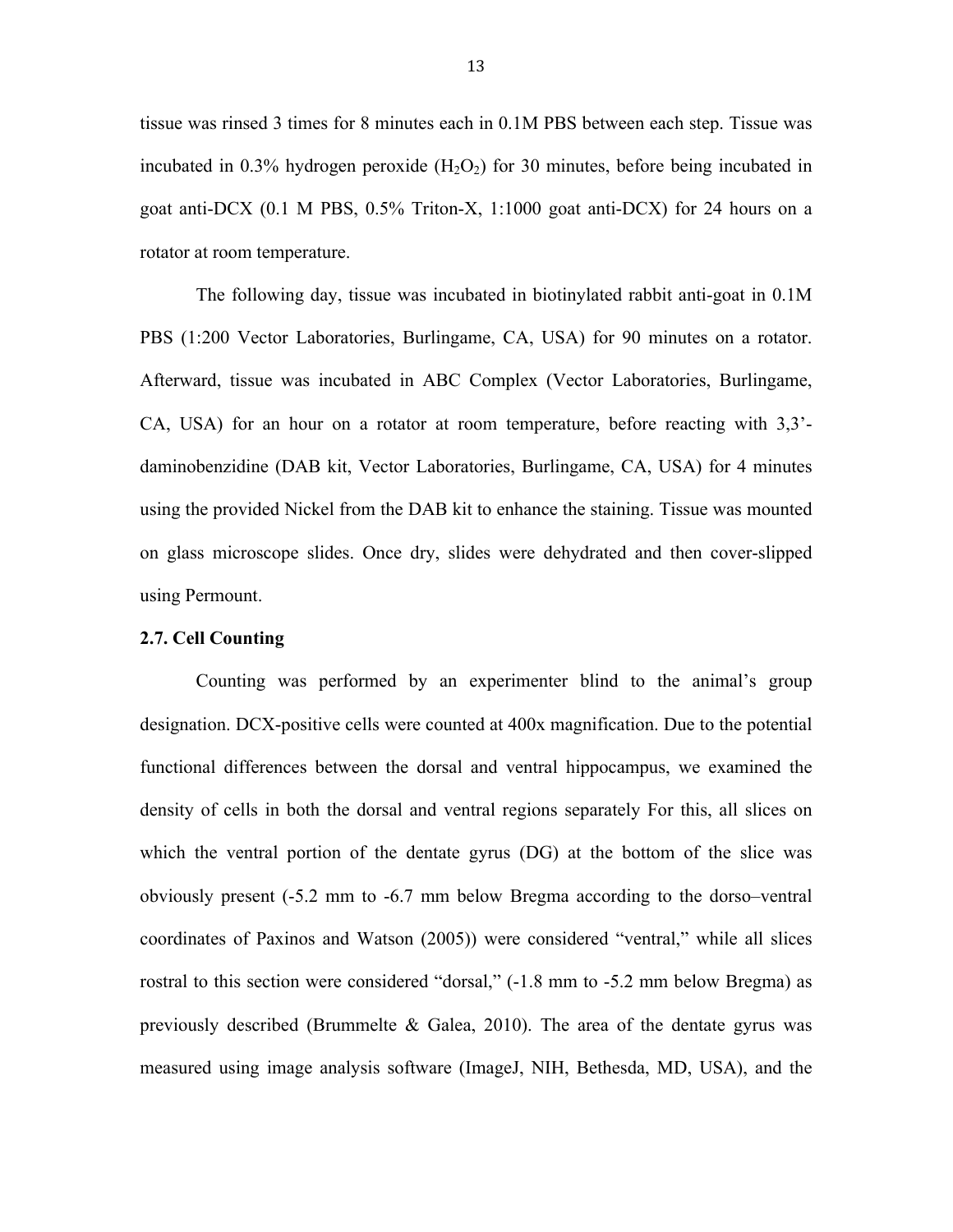tissue was rinsed 3 times for 8 minutes each in 0.1M PBS between each step. Tissue was incubated in 0.3% hydrogen peroxide ($H_2O_2$) for 30 minutes, before being incubated in goat anti-DCX (0.1 M PBS, 0.5% Triton-X, 1:1000 goat anti-DCX) for 24 hours on a rotator at room temperature.

The following day, tissue was incubated in biotinylated rabbit anti-goat in 0.1M PBS (1:200 Vector Laboratories, Burlingame, CA, USA) for 90 minutes on a rotator. Afterward, tissue was incubated in ABC Complex (Vector Laboratories, Burlingame, CA, USA) for an hour on a rotator at room temperature, before reacting with 3,3'-daminobenzidine (DAB kit, Vector Laboratories, Burlingame, CA, USA) for 4 minutes using the provided Nickel from the DAB kit to enhance the staining. Tissue was mounted on glass microscope slides. Once dry, slides were dehydrated and then cover-slipped using Permount.

**2.7. Cell Counting**

Counting was performed by an experimenter blind to the animal's group designation. DCX-positive cells were counted at 400x magnification. Due to the potential functional differences between the dorsal and ventral hippocampus, we examined the density of cells in both the dorsal and ventral regions separately For this, all slices on which the ventral portion of the dentate gyrus (DG) at the bottom of the slice was obviously present (-5.2 mm to -6.7 mm below Bregma according to the dorso–ventral coordinates of Paxinos and Watson (2005)) were considered "ventral," while all slices rostral to this section were considered "dorsal," (-1.8 mm to -5.2 mm below Bregma) as previously described (Brummelte & Galea, 2010). The area of the dentate gyrus was measured using image analysis software (ImageJ, NIH, Bethesda, MD, USA), and the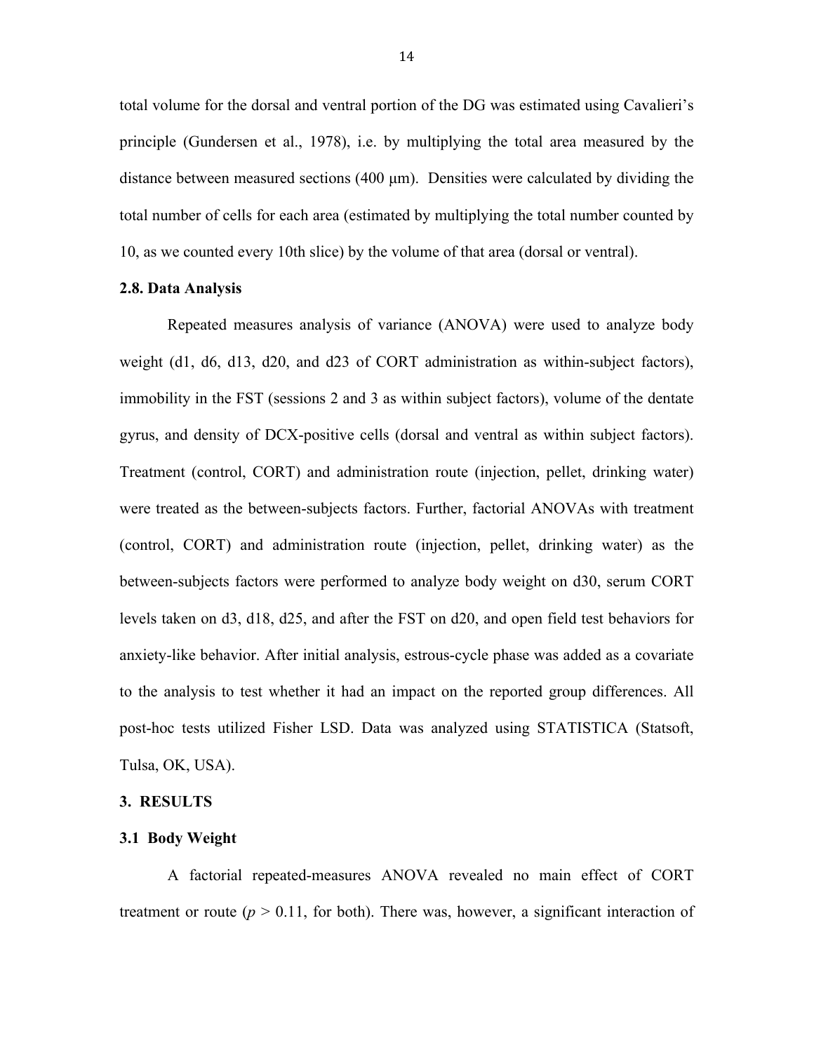total volume for the dorsal and ventral portion of the DG was estimated using Cavalieri's principle (Gundersen et al., 1978), i.e. by multiplying the total area measured by the distance between measured sections (400 μm). Densities were calculated by dividing the total number of cells for each area (estimated by multiplying the total number counted by 10, as we counted every 10th slice) by the volume of that area (dorsal or ventral).

### 2.8. Data Analysis

Repeated measures analysis of variance (ANOVA) were used to analyze body weight (d1, d6, d13, d20, and d23 of CORT administration as within-subject factors), immobility in the FST (sessions 2 and 3 as within subject factors), volume of the dentate gyrus, and density of DCX-positive cells (dorsal and ventral as within subject factors). Treatment (control, CORT) and administration route (injection, pellet, drinking water) were treated as the between-subjects factors. Further, factorial ANOVAs with treatment (control, CORT) and administration route (injection, pellet, drinking water) as the between-subjects factors were performed to analyze body weight on d30, serum CORT levels taken on d3, d18, d25, and after the FST on d20, and open field test behaviors for anxiety-like behavior. After initial analysis, estrous-cycle phase was added as a covariate to the analysis to test whether it had an impact on the reported group differences. All post-hoc tests utilized Fisher LSD. Data was analyzed using STATISTICA (Statsoft, Tulsa, OK, USA).

## 3. RESULTS

### 3.1 Body Weight

A factorial repeated-measures ANOVA revealed no main effect of CORT treatment or route ($p > 0.11$, for both). There was, however, a significant interaction of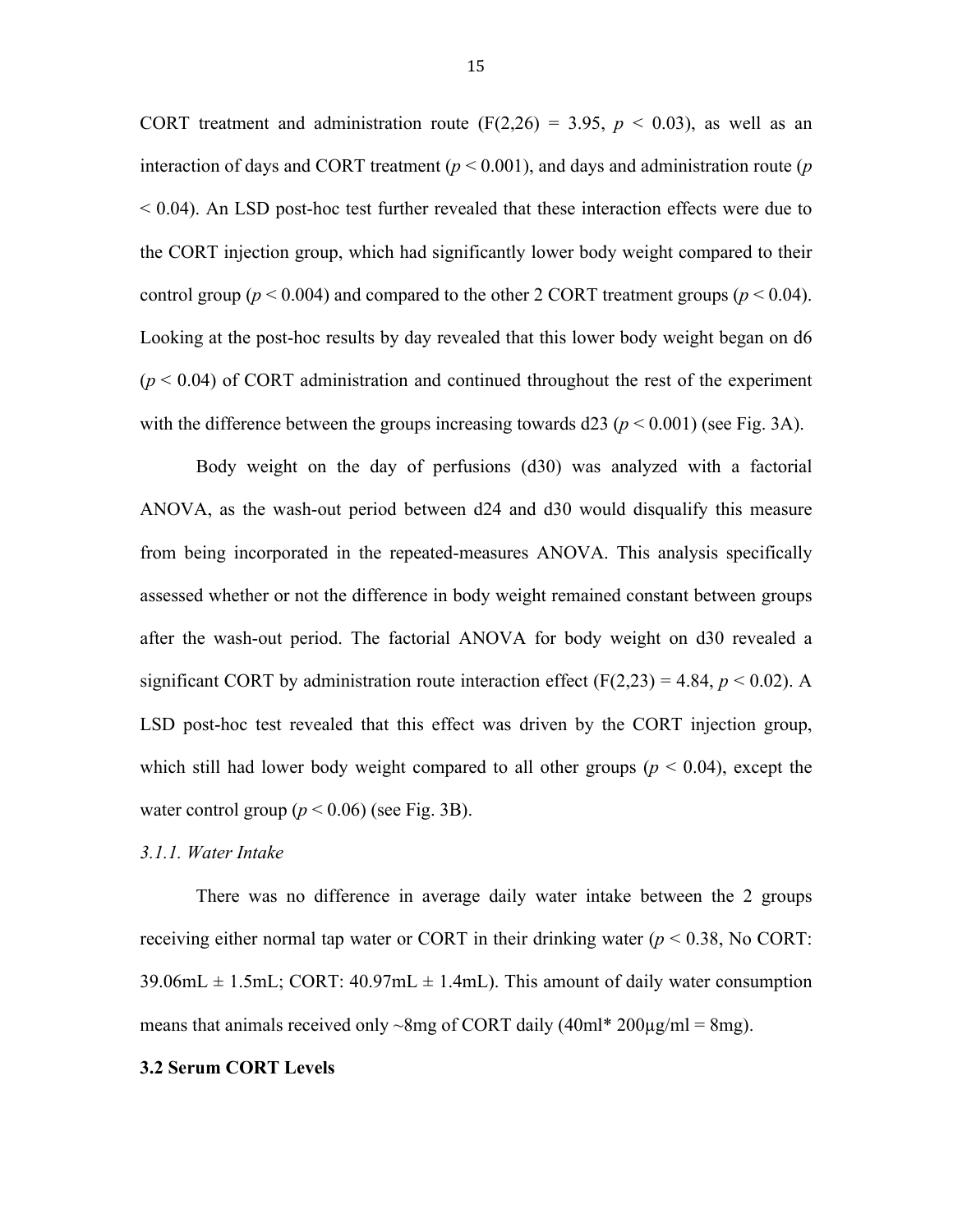CORT treatment and administration route ($F(2,26) = 3.95$, $p < 0.03$), as well as an interaction of days and CORT treatment ($p < 0.001$), and days and administration route ($p < 0.04$). An LSD post-hoc test further revealed that these interaction effects were due to the CORT injection group, which had significantly lower body weight compared to their control group ($p < 0.004$) and compared to the other 2 CORT treatment groups ($p < 0.04$). Looking at the post-hoc results by day revealed that this lower body weight began on d6 ($p < 0.04$) of CORT administration and continued throughout the rest of the experiment with the difference between the groups increasing towards d23 ($p < 0.001$) (see Fig. 3A).

Body weight on the day of perfusions (d30) was analyzed with a factorial ANOVA, as the wash-out period between d24 and d30 would disqualify this measure from being incorporated in the repeated-measures ANOVA. This analysis specifically assessed whether or not the difference in body weight remained constant between groups after the wash-out period. The factorial ANOVA for body weight on d30 revealed a significant CORT by administration route interaction effect ($F(2,23) = 4.84$, $p < 0.02$). A LSD post-hoc test revealed that this effect was driven by the CORT injection group, which still had lower body weight compared to all other groups ($p < 0.04$), except the water control group ($p < 0.06$) (see Fig. 3B).

*3.1.1. Water Intake*

There was no difference in average daily water intake between the 2 groups receiving either normal tap water or CORT in their drinking water ($p < 0.38$, No CORT: 39.06mL ± 1.5mL; CORT: 40.97mL ± 1.4mL). This amount of daily water consumption means that animals received only ~8mg of CORT daily (40ml* 200µg/ml = 8mg).

**3.2 Serum CORT Levels**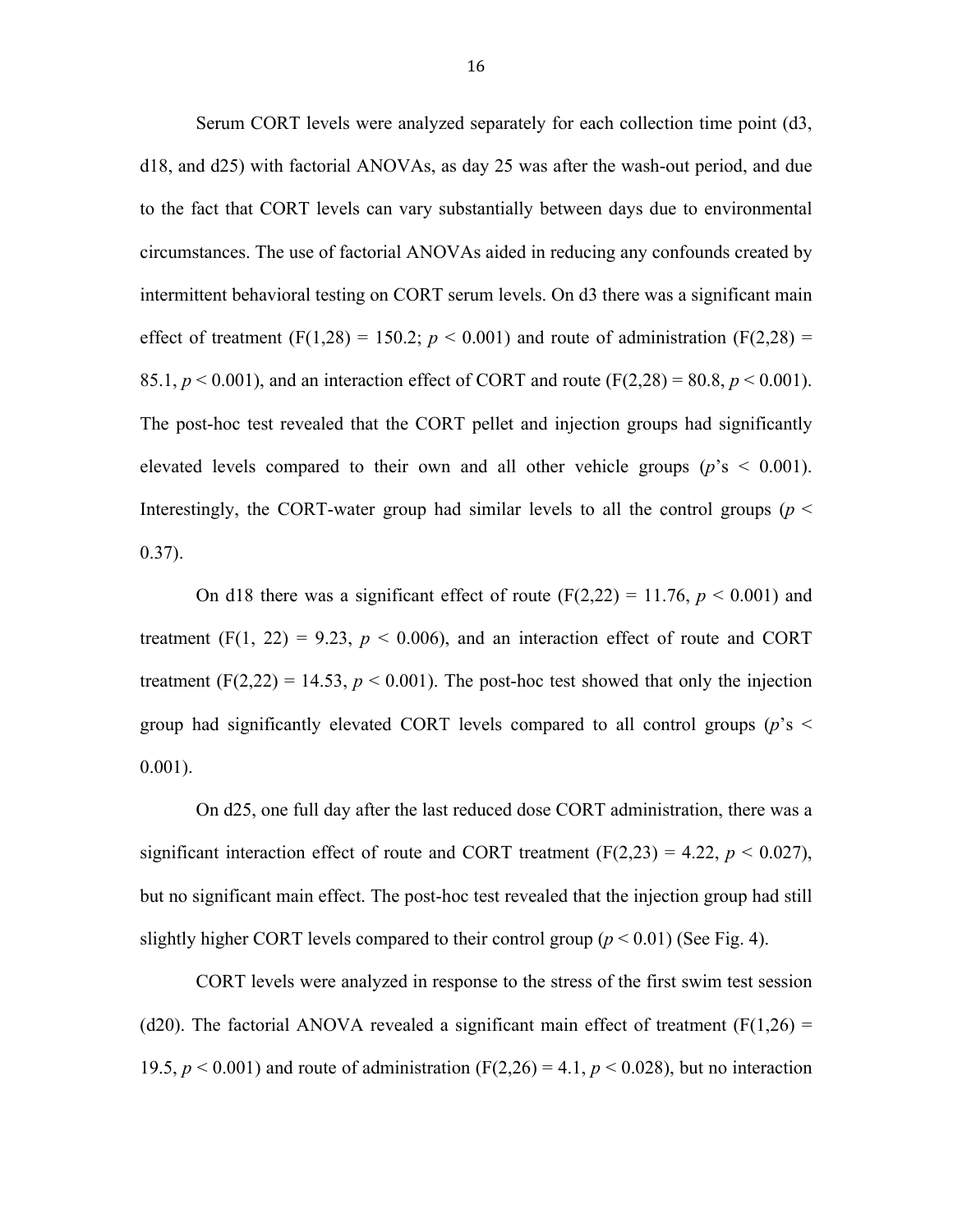Serum CORT levels were analyzed separately for each collection time point (d3, d18, and d25) with factorial ANOVAs, as day 25 was after the wash-out period, and due to the fact that CORT levels can vary substantially between days due to environmental circumstances. The use of factorial ANOVAs aided in reducing any confounds created by intermittent behavioral testing on CORT serum levels. On d3 there was a significant main effect of treatment ($F(1,28) = 150.2$; $p < 0.001$) and route of administration ($F(2,28) = 85.1$, $p < 0.001$), and an interaction effect of CORT and route ($F(2,28) = 80.8$, $p < 0.001$). The post-hoc test revealed that the CORT pellet and injection groups had significantly elevated levels compared to their own and all other vehicle groups ($p$'s $< 0.001$). Interestingly, the CORT-water group had similar levels to all the control groups ($p < 0.37$).

On d18 there was a significant effect of route ($F(2,22) = 11.76$, $p < 0.001$) and treatment ($F(1, 22) = 9.23$, $p < 0.006$), and an interaction effect of route and CORT treatment ($F(2,22) = 14.53$, $p < 0.001$). The post-hoc test showed that only the injection group had significantly elevated CORT levels compared to all control groups ($p$'s $< 0.001$).

On d25, one full day after the last reduced dose CORT administration, there was a significant interaction effect of route and CORT treatment ($F(2,23) = 4.22$, $p < 0.027$), but no significant main effect. The post-hoc test revealed that the injection group had still slightly higher CORT levels compared to their control group ($p < 0.01$) (See Fig. 4).

CORT levels were analyzed in response to the stress of the first swim test session (d20). The factorial ANOVA revealed a significant main effect of treatment ($F(1,26) = 19.5$, $p < 0.001$) and route of administration ($F(2,26) = 4.1$, $p < 0.028$), but no interaction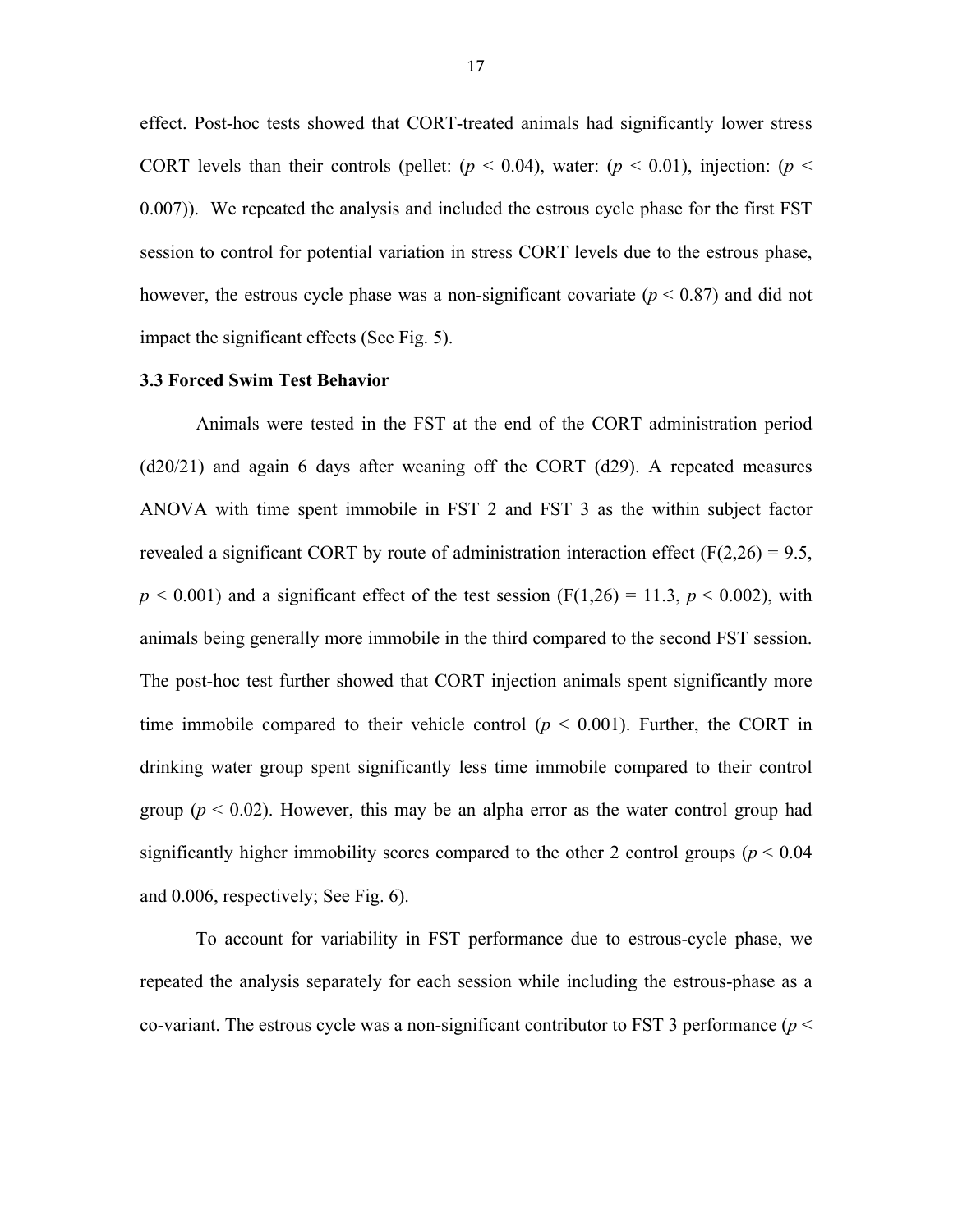effect. Post-hoc tests showed that CORT-treated animals had significantly lower stress CORT levels than their controls (pellet: ($p < 0.04$), water: ($p < 0.01$), injection: ($p < 0.007$)). We repeated the analysis and included the estrous cycle phase for the first FST session to control for potential variation in stress CORT levels due to the estrous phase, however, the estrous cycle phase was a non-significant covariate ($p < 0.87$) and did not impact the significant effects (See Fig. 5).

### 3.3 Forced Swim Test Behavior

Animals were tested in the FST at the end of the CORT administration period (d20/21) and again 6 days after weaning off the CORT (d29). A repeated measures ANOVA with time spent immobile in FST 2 and FST 3 as the within subject factor revealed a significant CORT by route of administration interaction effect ($F(2,26) = 9.5$, $p < 0.001$) and a significant effect of the test session ($F(1,26) = 11.3$, $p < 0.002$), with animals being generally more immobile in the third compared to the second FST session. The post-hoc test further showed that CORT injection animals spent significantly more time immobile compared to their vehicle control ($p < 0.001$). Further, the CORT in drinking water group spent significantly less time immobile compared to their control group ($p < 0.02$). However, this may be an alpha error as the water control group had significantly higher immobility scores compared to the other 2 control groups ($p < 0.04$ and 0.006, respectively; See Fig. 6).

To account for variability in FST performance due to estrous-cycle phase, we repeated the analysis separately for each session while including the estrous-phase as a co-variant. The estrous cycle was a non-significant contributor to FST 3 performance ($p <$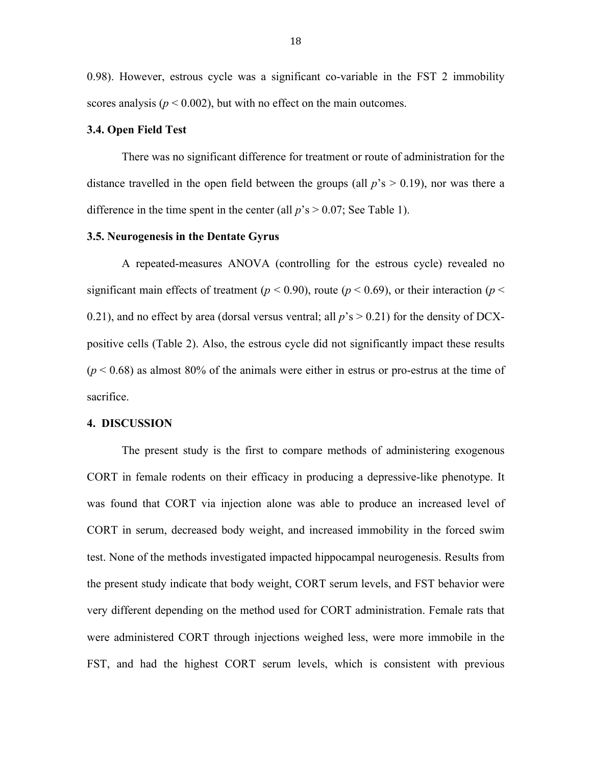0.98). However, estrous cycle was a significant co-variable in the FST 2 immobility scores analysis ($p < 0.002$), but with no effect on the main outcomes.

### 3.4. Open Field Test

There was no significant difference for treatment or route of administration for the distance travelled in the open field between the groups (all $p$'s $> 0.19$), nor was there a difference in the time spent in the center (all $p$'s $> 0.07$; See Table 1).

### 3.5. Neurogenesis in the Dentate Gyrus

A repeated-measures ANOVA (controlling for the estrous cycle) revealed no significant main effects of treatment ($p < 0.90$), route ($p < 0.69$), or their interaction ($p < 0.21$), and no effect by area (dorsal versus ventral; all $p$'s $> 0.21$) for the density of DCX-positive cells (Table 2). Also, the estrous cycle did not significantly impact these results ($p < 0.68$) as almost 80% of the animals were either in estrus or pro-estrus at the time of sacrifice.

## 4. DISCUSSION

The present study is the first to compare methods of administering exogenous CORT in female rodents on their efficacy in producing a depressive-like phenotype. It was found that CORT via injection alone was able to produce an increased level of CORT in serum, decreased body weight, and increased immobility in the forced swim test. None of the methods investigated impacted hippocampal neurogenesis. Results from the present study indicate that body weight, CORT serum levels, and FST behavior were very different depending on the method used for CORT administration. Female rats that were administered CORT through injections weighed less, were more immobile in the FST, and had the highest CORT serum levels, which is consistent with previous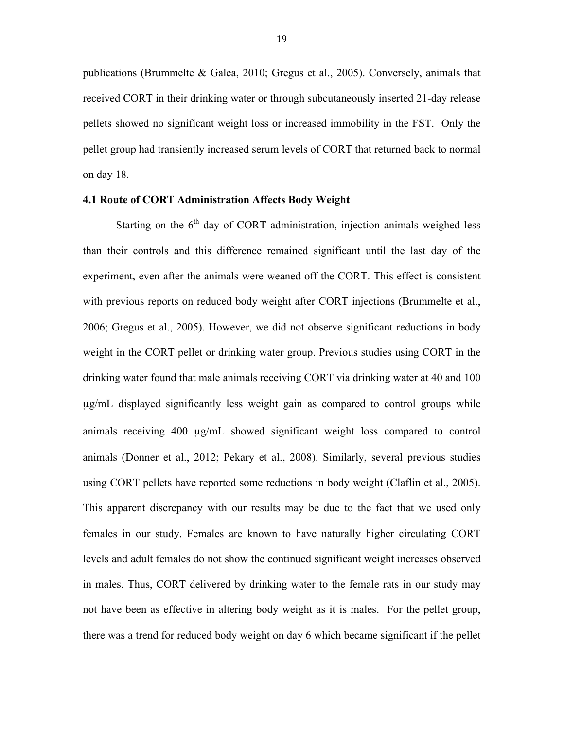publications (Brummelte & Galea, 2010; Gregus et al., 2005). Conversely, animals that received CORT in their drinking water or through subcutaneously inserted 21-day release pellets showed no significant weight loss or increased immobility in the FST. Only the pellet group had transiently increased serum levels of CORT that returned back to normal on day 18.

### 4.1 Route of CORT Administration Affects Body Weight

Starting on the $6^{th}$ day of CORT administration, injection animals weighed less than their controls and this difference remained significant until the last day of the experiment, even after the animals were weaned off the CORT. This effect is consistent with previous reports on reduced body weight after CORT injections (Brummelte et al., 2006; Gregus et al., 2005). However, we did not observe significant reductions in body weight in the CORT pellet or drinking water group. Previous studies using CORT in the drinking water found that male animals receiving CORT via drinking water at 40 and 100 μg/mL displayed significantly less weight gain as compared to control groups while animals receiving 400 μg/mL showed significant weight loss compared to control animals (Donner et al., 2012; Pekary et al., 2008). Similarly, several previous studies using CORT pellets have reported some reductions in body weight (Claflin et al., 2005). This apparent discrepancy with our results may be due to the fact that we used only females in our study. Females are known to have naturally higher circulating CORT levels and adult females do not show the continued significant weight increases observed in males. Thus, CORT delivered by drinking water to the female rats in our study may not have been as effective in altering body weight as it is males. For the pellet group, there was a trend for reduced body weight on day 6 which became significant if the pellet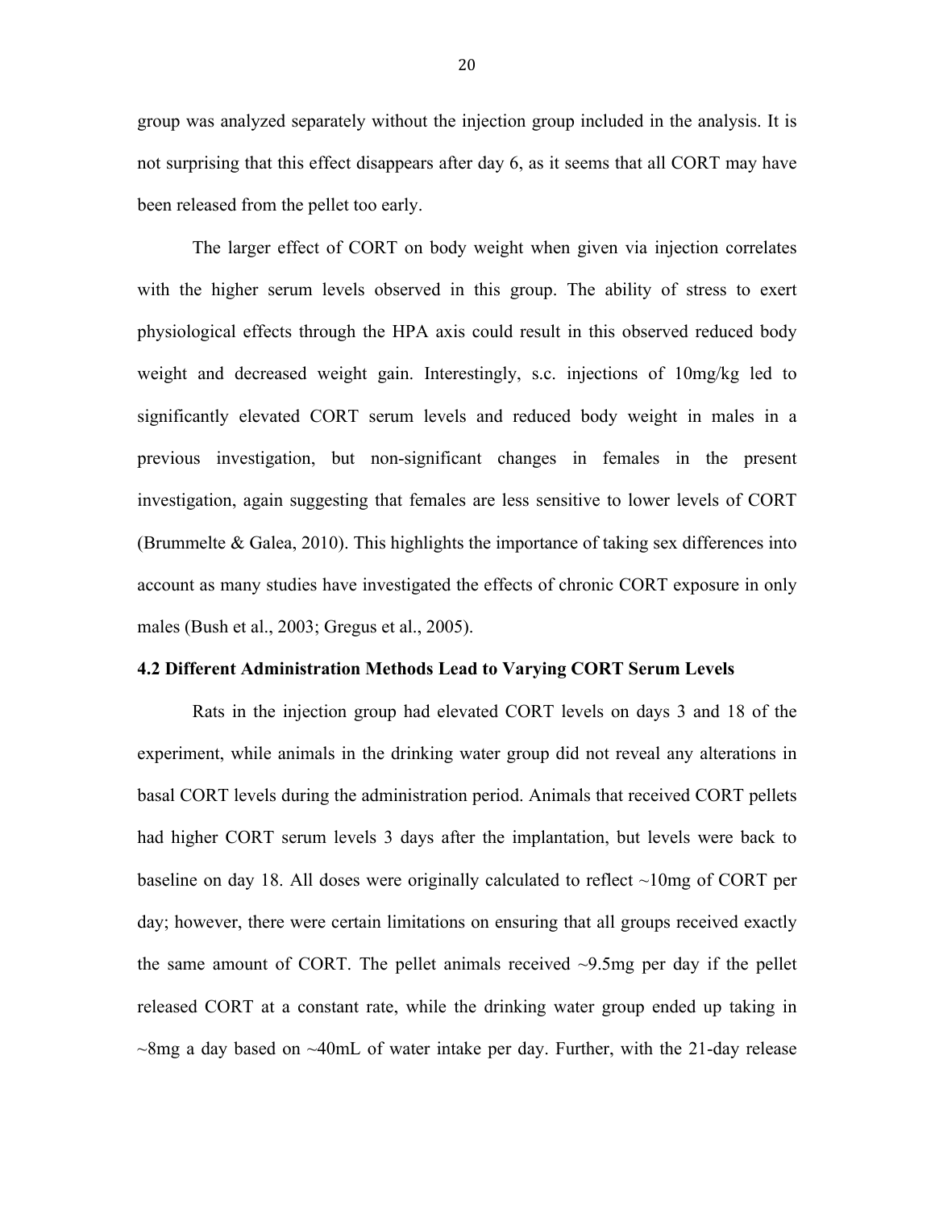group was analyzed separately without the injection group included in the analysis. It is not surprising that this effect disappears after day 6, as it seems that all CORT may have been released from the pellet too early.

The larger effect of CORT on body weight when given via injection correlates with the higher serum levels observed in this group. The ability of stress to exert physiological effects through the HPA axis could result in this observed reduced body weight and decreased weight gain. Interestingly, s.c. injections of 10mg/kg led to significantly elevated CORT serum levels and reduced body weight in males in a previous investigation, but non-significant changes in females in the present investigation, again suggesting that females are less sensitive to lower levels of CORT (Brummelte & Galea, 2010). This highlights the importance of taking sex differences into account as many studies have investigated the effects of chronic CORT exposure in only males (Bush et al., 2003; Gregus et al., 2005).

**4.2 Different Administration Methods Lead to Varying CORT Serum Levels**

Rats in the injection group had elevated CORT levels on days 3 and 18 of the experiment, while animals in the drinking water group did not reveal any alterations in basal CORT levels during the administration period. Animals that received CORT pellets had higher CORT serum levels 3 days after the implantation, but levels were back to baseline on day 18. All doses were originally calculated to reflect ~10mg of CORT per day; however, there were certain limitations on ensuring that all groups received exactly the same amount of CORT. The pellet animals received ~9.5mg per day if the pellet released CORT at a constant rate, while the drinking water group ended up taking in ~8mg a day based on ~40mL of water intake per day. Further, with the 21-day release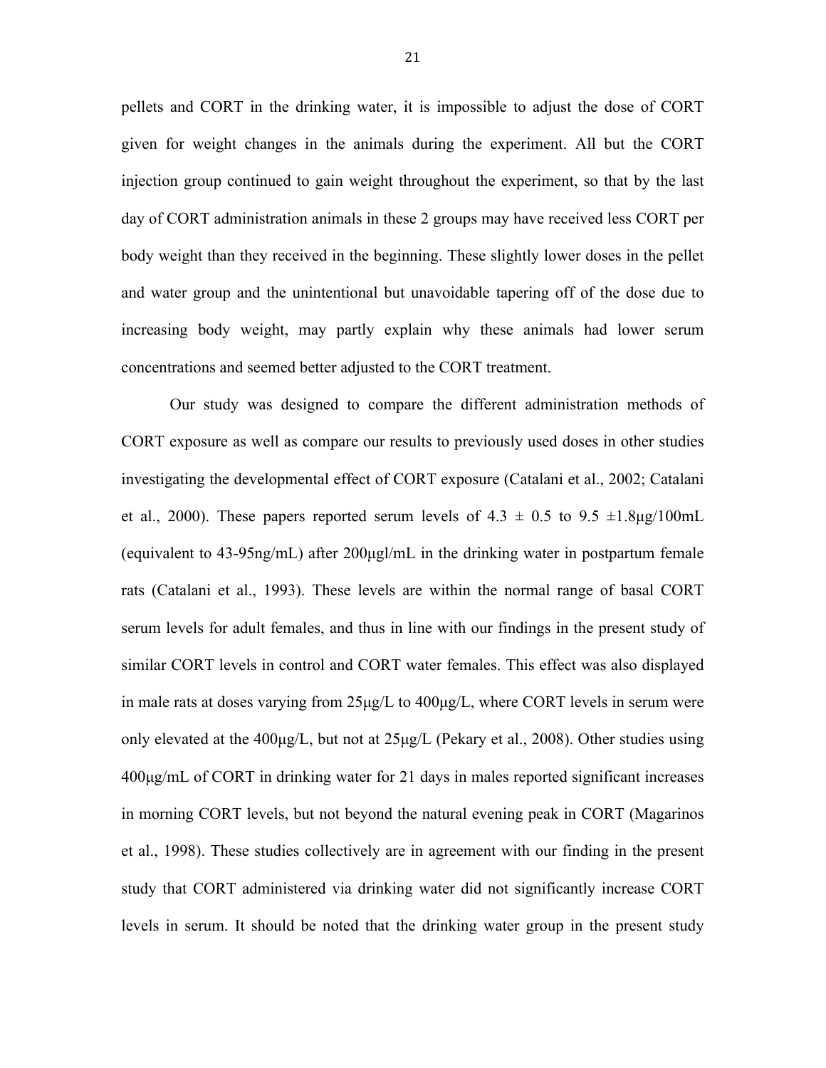pellets and CORT in the drinking water, it is impossible to adjust the dose of CORT given for weight changes in the animals during the experiment. All but the CORT injection group continued to gain weight throughout the experiment, so that by the last day of CORT administration animals in these 2 groups may have received less CORT per body weight than they received in the beginning. These slightly lower doses in the pellet and water group and the unintentional but unavoidable tapering off of the dose due to increasing body weight, may partly explain why these animals had lower serum concentrations and seemed better adjusted to the CORT treatment.

Our study was designed to compare the different administration methods of CORT exposure as well as compare our results to previously used doses in other studies investigating the developmental effect of CORT exposure (Catalani et al., 2002; Catalani et al., 2000). These papers reported serum levels of $4.3 \pm 0.5$ to $9.5 \pm 1.8$µg/100mL (equivalent to 43-95ng/mL) after 200µgl/mL in the drinking water in postpartum female rats (Catalani et al., 1993). These levels are within the normal range of basal CORT serum levels for adult females, and thus in line with our findings in the present study of similar CORT levels in control and CORT water females. This effect was also displayed in male rats at doses varying from 25µg/L to 400µg/L, where CORT levels in serum were only elevated at the 400µg/L, but not at 25µg/L (Pekary et al., 2008). Other studies using 400µg/mL of CORT in drinking water for 21 days in males reported significant increases in morning CORT levels, but not beyond the natural evening peak in CORT (Magarinos et al., 1998). These studies collectively are in agreement with our finding in the present study that CORT administered via drinking water did not significantly increase CORT levels in serum. It should be noted that the drinking water group in the present study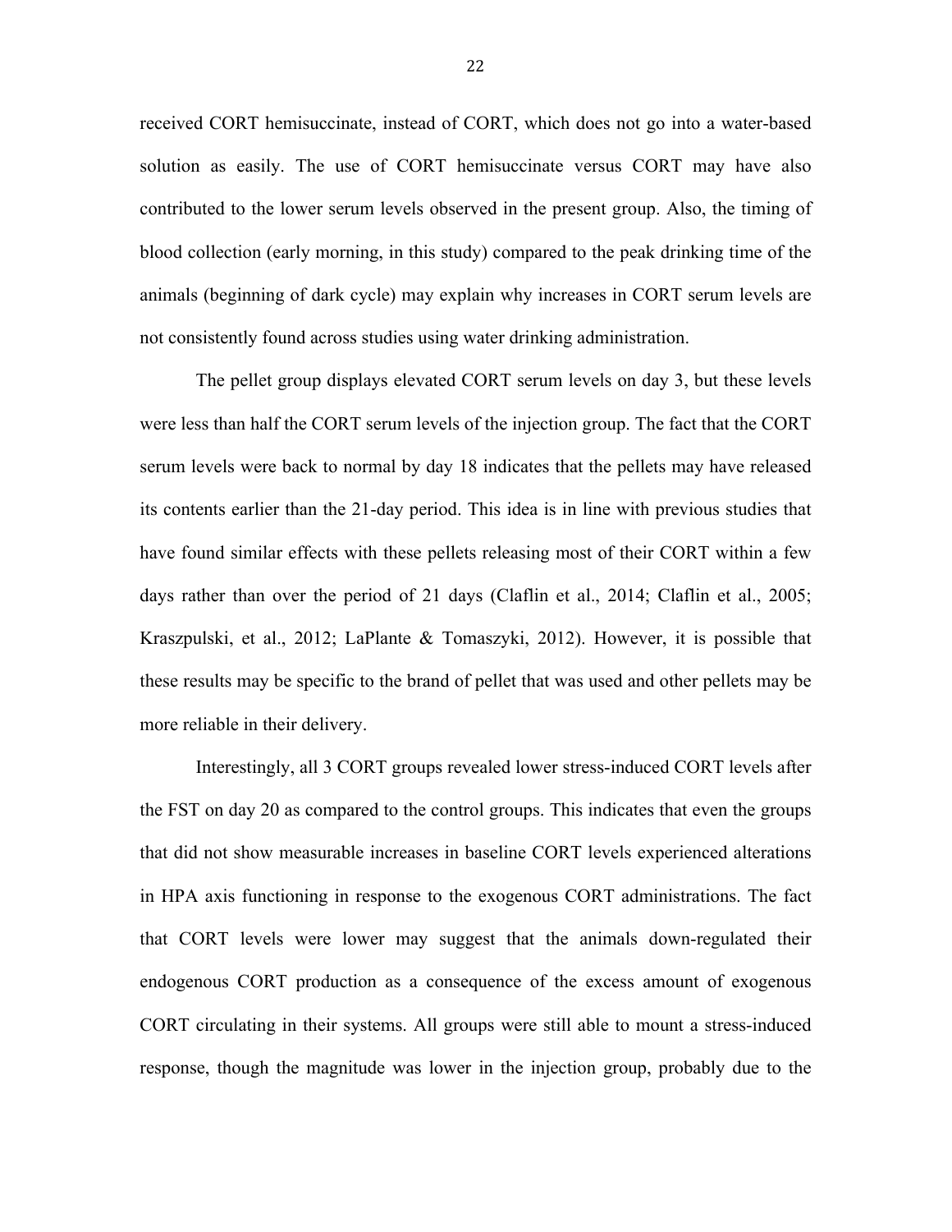received CORT hemisuccinate, instead of CORT, which does not go into a water-based solution as easily. The use of CORT hemisuccinate versus CORT may have also contributed to the lower serum levels observed in the present group. Also, the timing of blood collection (early morning, in this study) compared to the peak drinking time of the animals (beginning of dark cycle) may explain why increases in CORT serum levels are not consistently found across studies using water drinking administration.

The pellet group displays elevated CORT serum levels on day 3, but these levels were less than half the CORT serum levels of the injection group. The fact that the CORT serum levels were back to normal by day 18 indicates that the pellets may have released its contents earlier than the 21-day period. This idea is in line with previous studies that have found similar effects with these pellets releasing most of their CORT within a few days rather than over the period of 21 days (Claflin et al., 2014; Claflin et al., 2005; Kraszpulski, et al., 2012; LaPlante & Tomaszyki, 2012). However, it is possible that these results may be specific to the brand of pellet that was used and other pellets may be more reliable in their delivery.

Interestingly, all 3 CORT groups revealed lower stress-induced CORT levels after the FST on day 20 as compared to the control groups. This indicates that even the groups that did not show measurable increases in baseline CORT levels experienced alterations in HPA axis functioning in response to the exogenous CORT administrations. The fact that CORT levels were lower may suggest that the animals down-regulated their endogenous CORT production as a consequence of the excess amount of exogenous CORT circulating in their systems. All groups were still able to mount a stress-induced response, though the magnitude was lower in the injection group, probably due to the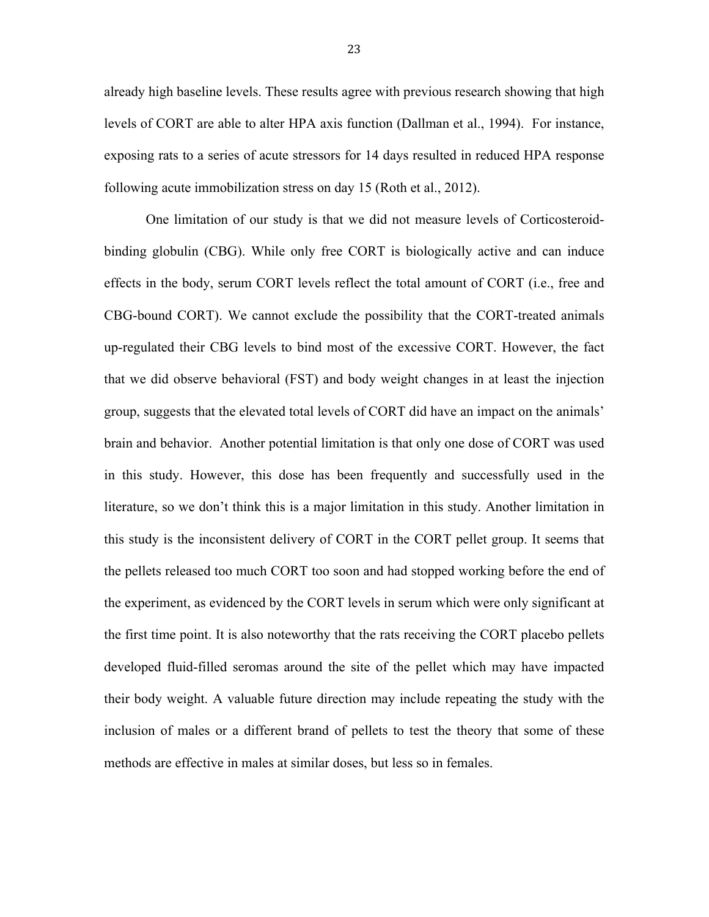already high baseline levels. These results agree with previous research showing that high levels of CORT are able to alter HPA axis function (Dallman et al., 1994). For instance, exposing rats to a series of acute stressors for 14 days resulted in reduced HPA response following acute immobilization stress on day 15 (Roth et al., 2012).

One limitation of our study is that we did not measure levels of Corticosteroid-binding globulin (CBG). While only free CORT is biologically active and can induce effects in the body, serum CORT levels reflect the total amount of CORT (i.e., free and CBG-bound CORT). We cannot exclude the possibility that the CORT-treated animals up-regulated their CBG levels to bind most of the excessive CORT. However, the fact that we did observe behavioral (FST) and body weight changes in at least the injection group, suggests that the elevated total levels of CORT did have an impact on the animals' brain and behavior. Another potential limitation is that only one dose of CORT was used in this study. However, this dose has been frequently and successfully used in the literature, so we don't think this is a major limitation in this study. Another limitation in this study is the inconsistent delivery of CORT in the CORT pellet group. It seems that the pellets released too much CORT too soon and had stopped working before the end of the experiment, as evidenced by the CORT levels in serum which were only significant at the first time point. It is also noteworthy that the rats receiving the CORT placebo pellets developed fluid-filled seromas around the site of the pellet which may have impacted their body weight. A valuable future direction may include repeating the study with the inclusion of males or a different brand of pellets to test the theory that some of these methods are effective in males at similar doses, but less so in females.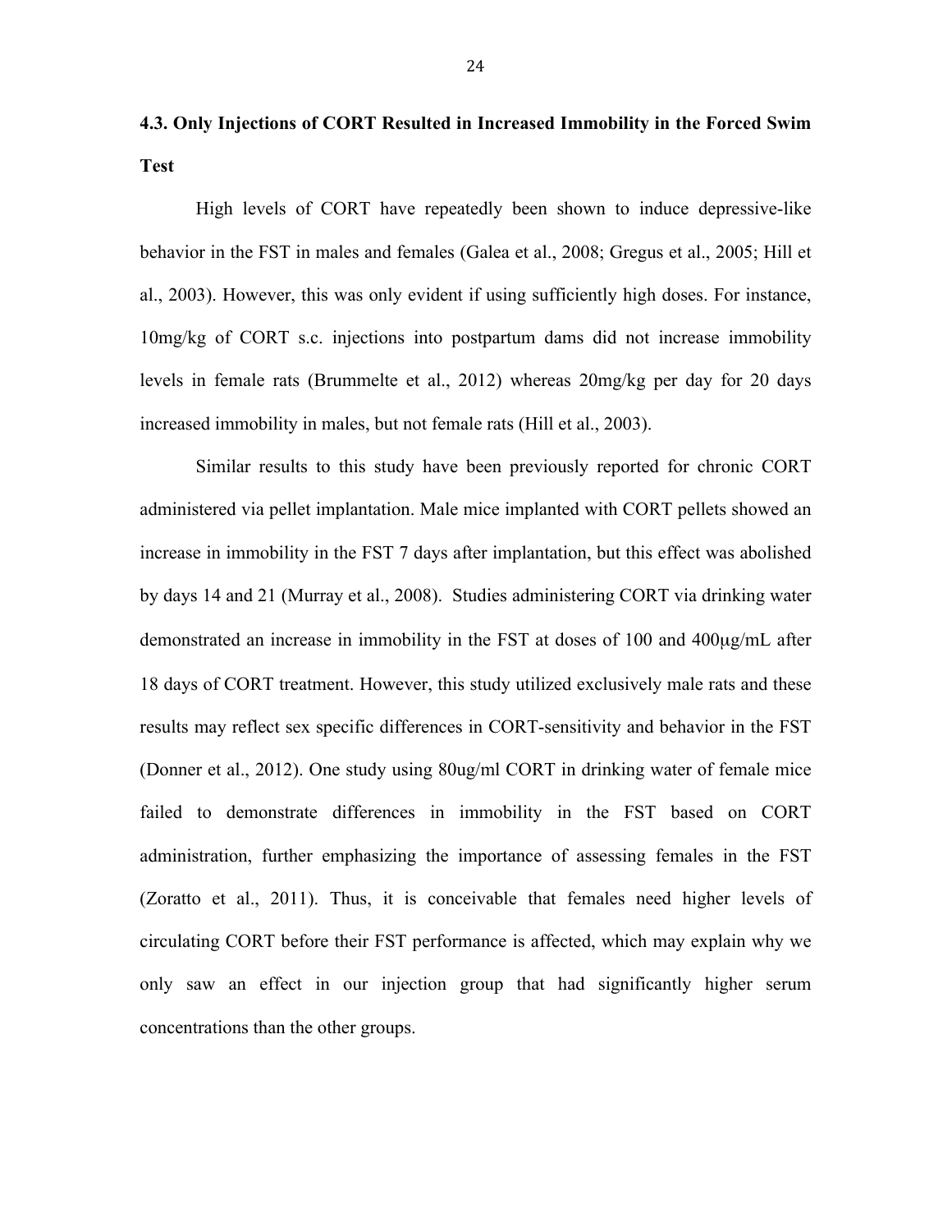### 4.3. Only Injections of CORT Resulted in Increased Immobility in the Forced Swim Test

High levels of CORT have repeatedly been shown to induce depressive-like behavior in the FST in males and females (Galea et al., 2008; Gregus et al., 2005; Hill et al., 2003). However, this was only evident if using sufficiently high doses. For instance, 10mg/kg of CORT s.c. injections into postpartum dams did not increase immobility levels in female rats (Brummelte et al., 2012) whereas 20mg/kg per day for 20 days increased immobility in males, but not female rats (Hill et al., 2003).

Similar results to this study have been previously reported for chronic CORT administered via pellet implantation. Male mice implanted with CORT pellets showed an increase in immobility in the FST 7 days after implantation, but this effect was abolished by days 14 and 21 (Murray et al., 2008). Studies administering CORT via drinking water demonstrated an increase in immobility in the FST at doses of 100 and 400μg/mL after 18 days of CORT treatment. However, this study utilized exclusively male rats and these results may reflect sex specific differences in CORT-sensitivity and behavior in the FST (Donner et al., 2012). One study using 80ug/ml CORT in drinking water of female mice failed to demonstrate differences in immobility in the FST based on CORT administration, further emphasizing the importance of assessing females in the FST (Zoratto et al., 2011). Thus, it is conceivable that females need higher levels of circulating CORT before their FST performance is affected, which may explain why we only saw an effect in our injection group that had significantly higher serum concentrations than the other groups.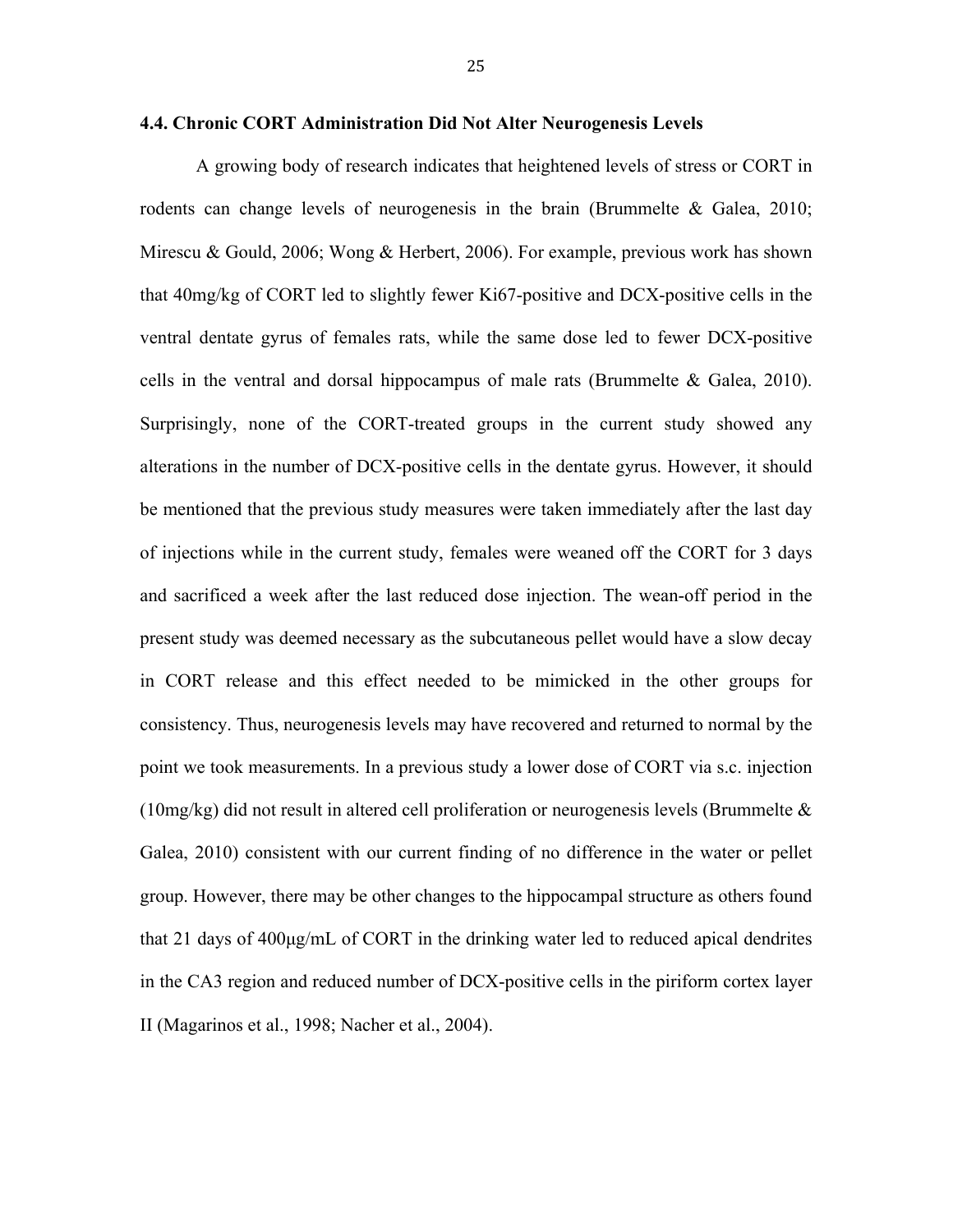### 4.4. Chronic CORT Administration Did Not Alter Neurogenesis Levels

A growing body of research indicates that heightened levels of stress or CORT in rodents can change levels of neurogenesis in the brain (Brummelte & Galea, 2010; Mirescu & Gould, 2006; Wong & Herbert, 2006). For example, previous work has shown that 40mg/kg of CORT led to slightly fewer Ki67-positive and DCX-positive cells in the ventral dentate gyrus of females rats, while the same dose led to fewer DCX-positive cells in the ventral and dorsal hippocampus of male rats (Brummelte & Galea, 2010). Surprisingly, none of the CORT-treated groups in the current study showed any alterations in the number of DCX-positive cells in the dentate gyrus. However, it should be mentioned that the previous study measures were taken immediately after the last day of injections while in the current study, females were weaned off the CORT for 3 days and sacrificed a week after the last reduced dose injection. The wean-off period in the present study was deemed necessary as the subcutaneous pellet would have a slow decay in CORT release and this effect needed to be mimicked in the other groups for consistency. Thus, neurogenesis levels may have recovered and returned to normal by the point we took measurements. In a previous study a lower dose of CORT via s.c. injection (10mg/kg) did not result in altered cell proliferation or neurogenesis levels (Brummelte & Galea, 2010) consistent with our current finding of no difference in the water or pellet group. However, there may be other changes to the hippocampal structure as others found that 21 days of 400μg/mL of CORT in the drinking water led to reduced apical dendrites in the CA3 region and reduced number of DCX-positive cells in the piriform cortex layer II (Magarinos et al., 1998; Nacher et al., 2004).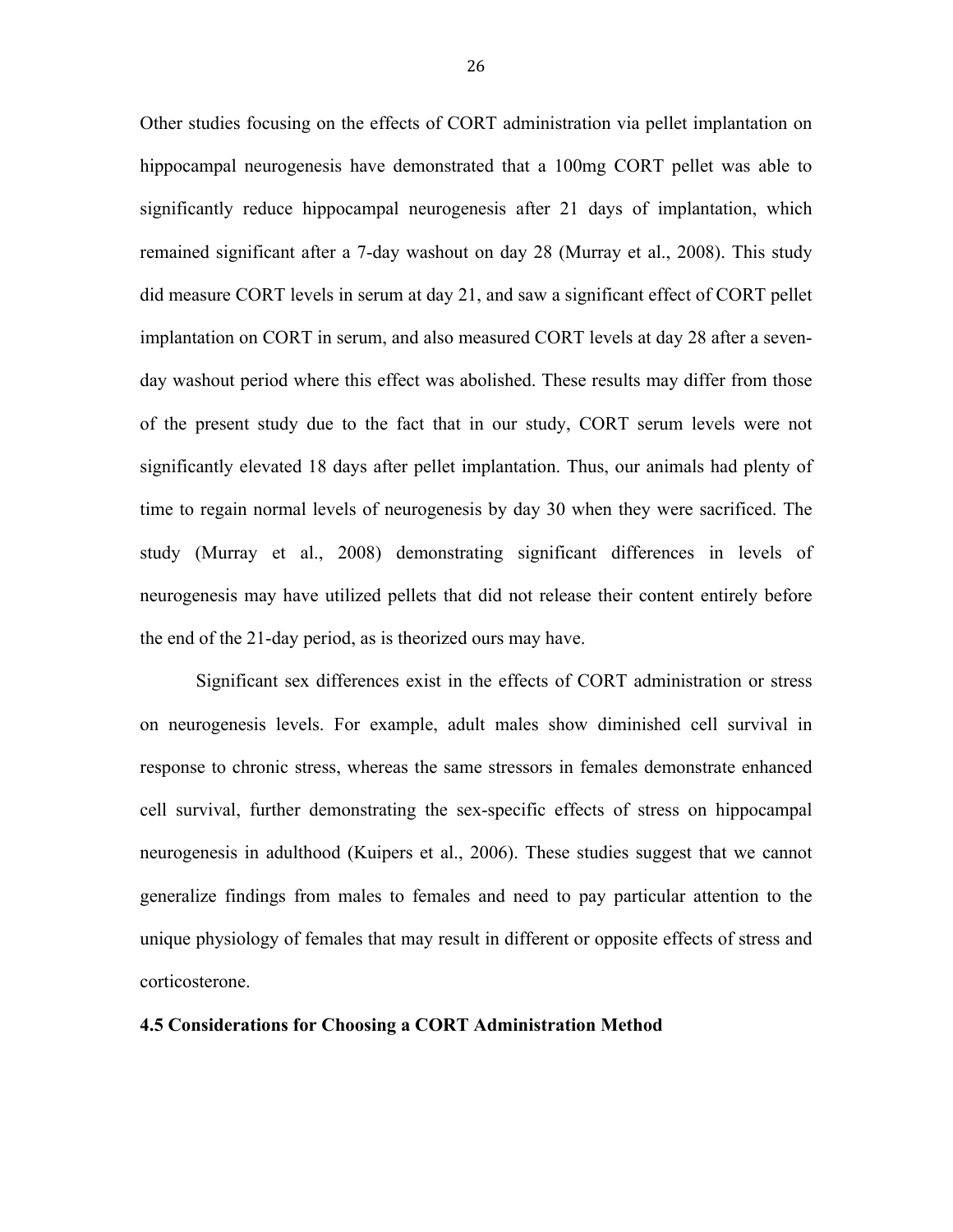Other studies focusing on the effects of CORT administration via pellet implantation on hippocampal neurogenesis have demonstrated that a 100mg CORT pellet was able to significantly reduce hippocampal neurogenesis after 21 days of implantation, which remained significant after a 7-day washout on day 28 (Murray et al., 2008). This study did measure CORT levels in serum at day 21, and saw a significant effect of CORT pellet implantation on CORT in serum, and also measured CORT levels at day 28 after a seven-day washout period where this effect was abolished. These results may differ from those of the present study due to the fact that in our study, CORT serum levels were not significantly elevated 18 days after pellet implantation. Thus, our animals had plenty of time to regain normal levels of neurogenesis by day 30 when they were sacrificed. The study (Murray et al., 2008) demonstrating significant differences in levels of neurogenesis may have utilized pellets that did not release their content entirely before the end of the 21-day period, as is theorized ours may have.

Significant sex differences exist in the effects of CORT administration or stress on neurogenesis levels. For example, adult males show diminished cell survival in response to chronic stress, whereas the same stressors in females demonstrate enhanced cell survival, further demonstrating the sex-specific effects of stress on hippocampal neurogenesis in adulthood (Kuipers et al., 2006). These studies suggest that we cannot generalize findings from males to females and need to pay particular attention to the unique physiology of females that may result in different or opposite effects of stress and corticosterone.

### 4.5 Considerations for Choosing a CORT Administration Method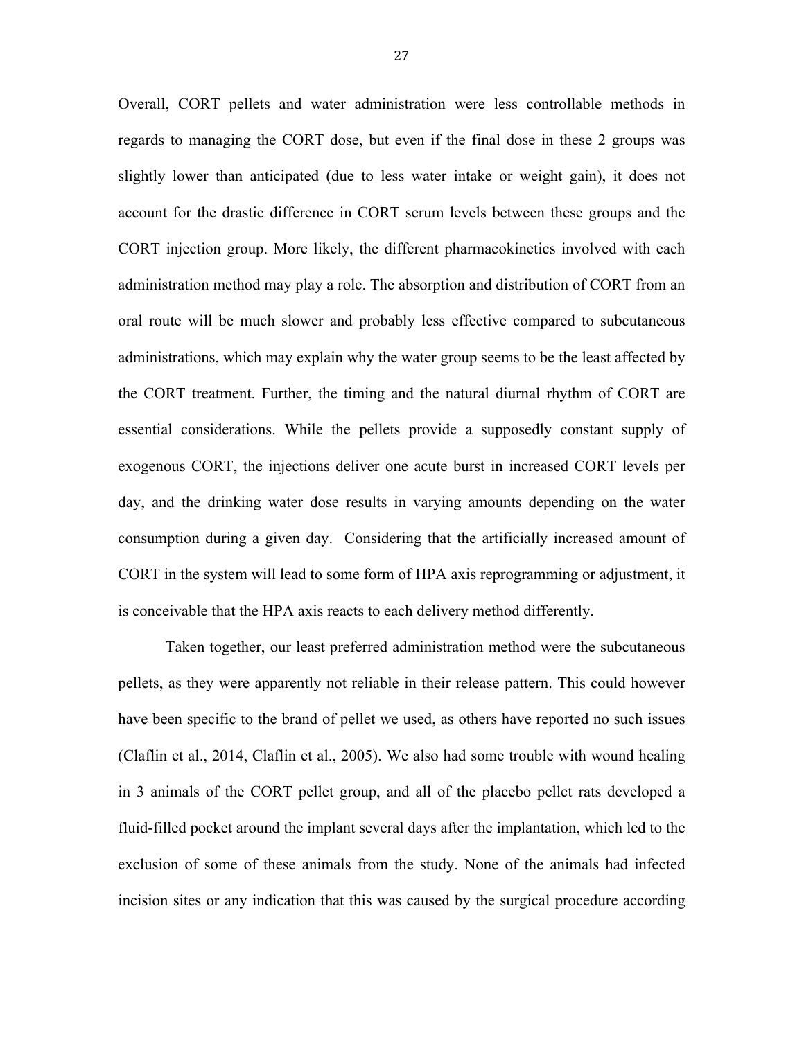Overall, CORT pellets and water administration were less controllable methods in regards to managing the CORT dose, but even if the final dose in these 2 groups was slightly lower than anticipated (due to less water intake or weight gain), it does not account for the drastic difference in CORT serum levels between these groups and the CORT injection group. More likely, the different pharmacokinetics involved with each administration method may play a role. The absorption and distribution of CORT from an oral route will be much slower and probably less effective compared to subcutaneous administrations, which may explain why the water group seems to be the least affected by the CORT treatment. Further, the timing and the natural diurnal rhythm of CORT are essential considerations. While the pellets provide a supposedly constant supply of exogenous CORT, the injections deliver one acute burst in increased CORT levels per day, and the drinking water dose results in varying amounts depending on the water consumption during a given day. Considering that the artificially increased amount of CORT in the system will lead to some form of HPA axis reprogramming or adjustment, it is conceivable that the HPA axis reacts to each delivery method differently.

Taken together, our least preferred administration method were the subcutaneous pellets, as they were apparently not reliable in their release pattern. This could however have been specific to the brand of pellet we used, as others have reported no such issues (Claflin et al., 2014, Claflin et al., 2005). We also had some trouble with wound healing in 3 animals of the CORT pellet group, and all of the placebo pellet rats developed a fluid-filled pocket around the implant several days after the implantation, which led to the exclusion of some of these animals from the study. None of the animals had infected incision sites or any indication that this was caused by the surgical procedure according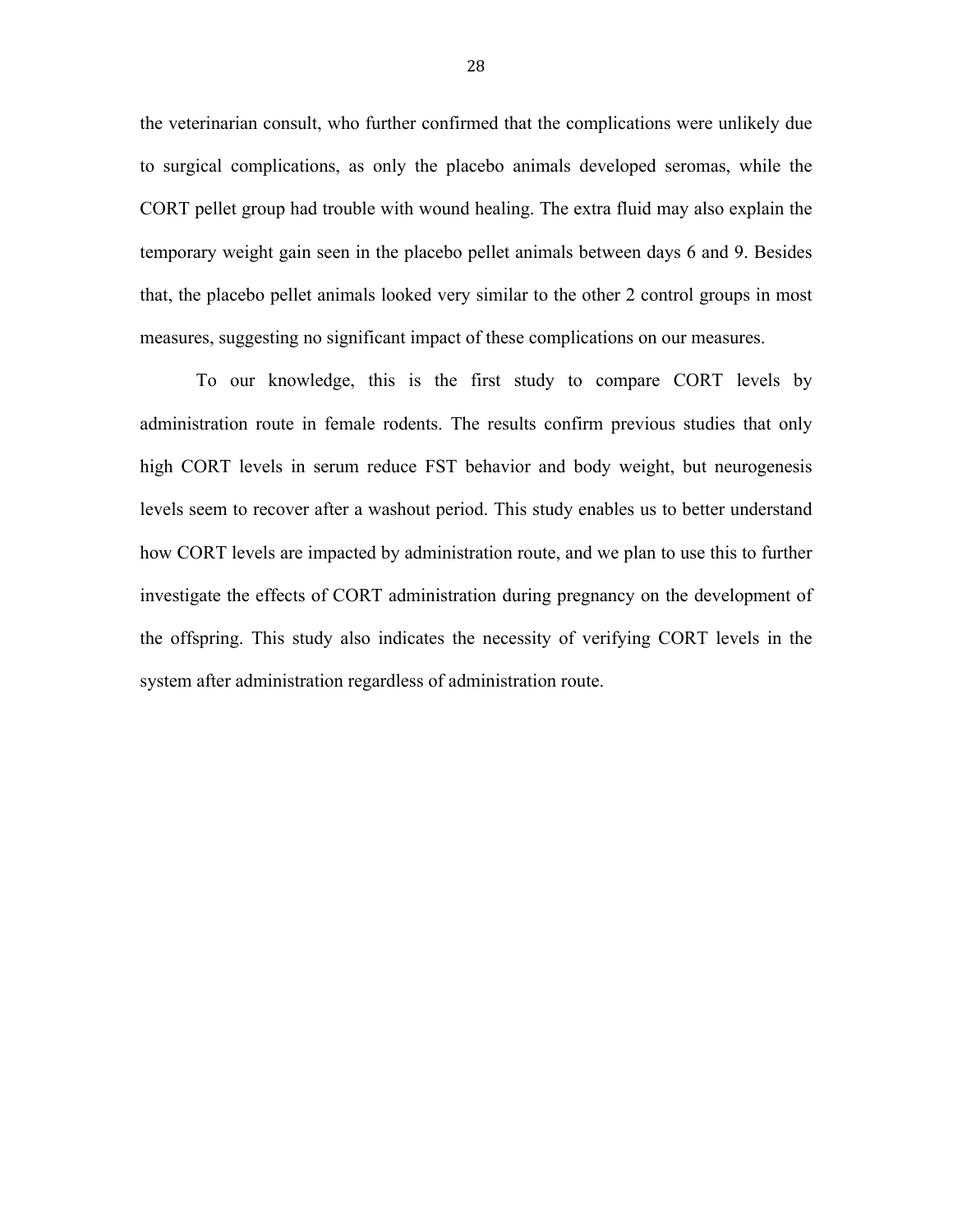the veterinarian consult, who further confirmed that the complications were unlikely due to surgical complications, as only the placebo animals developed seromas, while the CORT pellet group had trouble with wound healing. The extra fluid may also explain the temporary weight gain seen in the placebo pellet animals between days 6 and 9. Besides that, the placebo pellet animals looked very similar to the other 2 control groups in most measures, suggesting no significant impact of these complications on our measures.

To our knowledge, this is the first study to compare CORT levels by administration route in female rodents. The results confirm previous studies that only high CORT levels in serum reduce FST behavior and body weight, but neurogenesis levels seem to recover after a washout period. This study enables us to better understand how CORT levels are impacted by administration route, and we plan to use this to further investigate the effects of CORT administration during pregnancy on the development of the offspring. This study also indicates the necessity of verifying CORT levels in the system after administration regardless of administration route.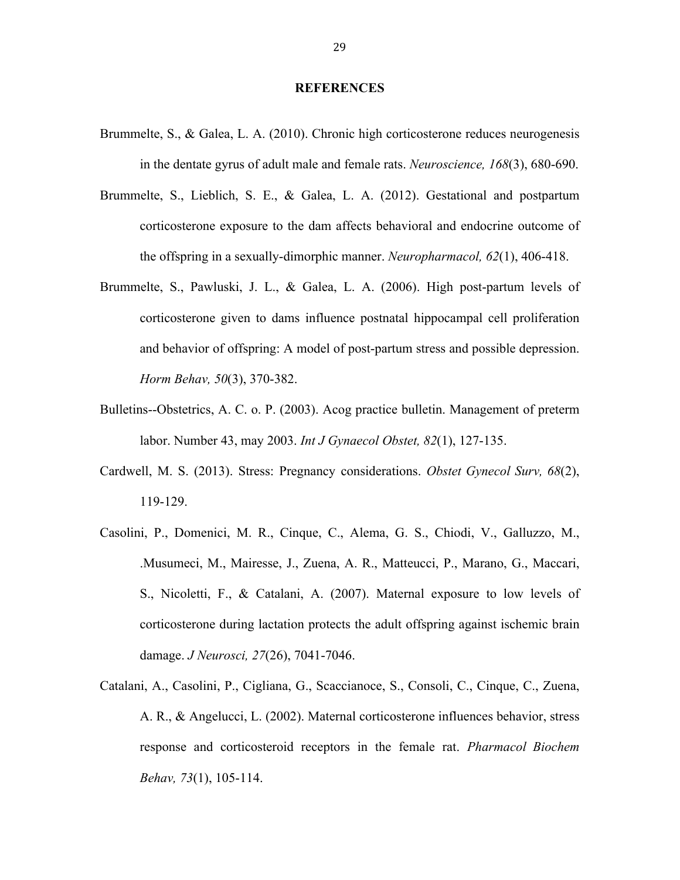# REFERENCES

Brummelte, S., & Galea, L. A. (2010). Chronic high corticosterone reduces neurogenesis in the dentate gyrus of adult male and female rats. *Neuroscience, 168*(3), 680-690.

Brummelte, S., Lieblich, S. E., & Galea, L. A. (2012). Gestational and postpartum corticosterone exposure to the dam affects behavioral and endocrine outcome of the offspring in a sexually-dimorphic manner. *Neuropharmacol, 62*(1), 406-418.

Brummelte, S., Pawluski, J. L., & Galea, L. A. (2006). High post-partum levels of corticosterone given to dams influence postnatal hippocampal cell proliferation and behavior of offspring: A model of post-partum stress and possible depression. *Horm Behav, 50*(3), 370-382.

Bulletins--Obstetrics, A. C. o. P. (2003). Acog practice bulletin. Management of preterm labor. Number 43, may 2003. *Int J Gynaecol Obstet, 82*(1), 127-135.

Cardwell, M. S. (2013). Stress: Pregnancy considerations. *Obstet Gynecol Surv, 68*(2), 119-129.

Casolini, P., Domenici, M. R., Cinque, C., Alema, G. S., Chiodi, V., Galluzzo, M., .Musumeci, M., Mairesse, J., Zuena, A. R., Matteucci, P., Marano, G., Maccari, S., Nicoletti, F., & Catalani, A. (2007). Maternal exposure to low levels of corticosterone during lactation protects the adult offspring against ischemic brain damage. *J Neurosci, 27*(26), 7041-7046.

Catalani, A., Casolini, P., Cigliana, G., Scaccianoce, S., Consoli, C., Cinque, C., Zuena, A. R., & Angelucci, L. (2002). Maternal corticosterone influences behavior, stress response and corticosteroid receptors in the female rat. *Pharmacol Biochem Behav, 73*(1), 105-114.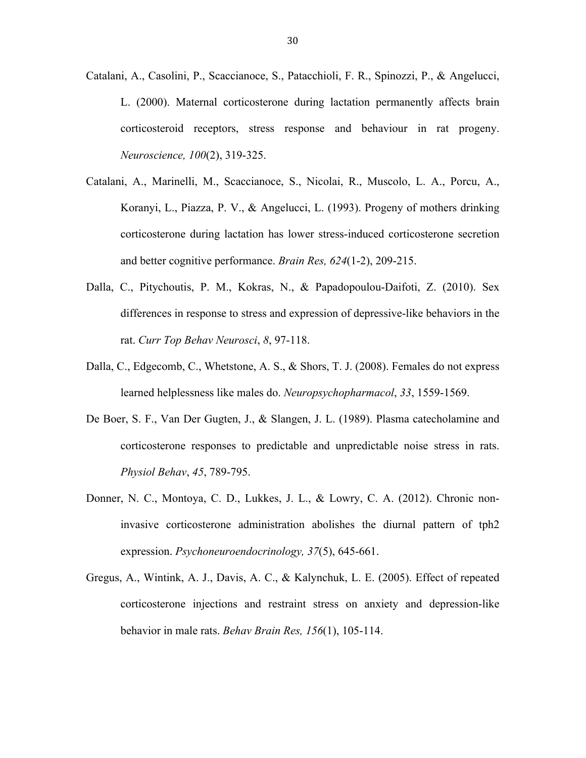Catalani, A., Casolini, P., Scaccianoce, S., Patacchioli, F. R., Spinozzi, P., & Angelucci, L. (2000). Maternal corticosterone during lactation permanently affects brain corticosteroid receptors, stress response and behaviour in rat progeny. *Neuroscience, 100*(2), 319-325.

Catalani, A., Marinelli, M., Scaccianoce, S., Nicolai, R., Muscolo, L. A., Porcu, A., Koranyi, L., Piazza, P. V., & Angelucci, L. (1993). Progeny of mothers drinking corticosterone during lactation has lower stress-induced corticosterone secretion and better cognitive performance. *Brain Res, 624*(1-2), 209-215.

Dalla, C., Pitychoutis, P. M., Kokras, N., & Papadopoulou-Daifoti, Z. (2010). Sex differences in response to stress and expression of depressive-like behaviors in the rat. *Curr Top Behav Neurosci*, *8*, 97-118.

Dalla, C., Edgecomb, C., Whetstone, A. S., & Shors, T. J. (2008). Females do not express learned helplessness like males do. *Neuropsychopharmacol*, *33*, 1559-1569.

De Boer, S. F., Van Der Gugten, J., & Slangen, J. L. (1989). Plasma catecholamine and corticosterone responses to predictable and unpredictable noise stress in rats. *Physiol Behav*, *45*, 789-795.

Donner, N. C., Montoya, C. D., Lukkes, J. L., & Lowry, C. A. (2012). Chronic non-invasive corticosterone administration abolishes the diurnal pattern of tph2 expression. *Psychoneuroendocrinology, 37*(5), 645-661.

Gregus, A., Wintink, A. J., Davis, A. C., & Kalynchuk, L. E. (2005). Effect of repeated corticosterone injections and restraint stress on anxiety and depression-like behavior in male rats. *Behav Brain Res, 156*(1), 105-114.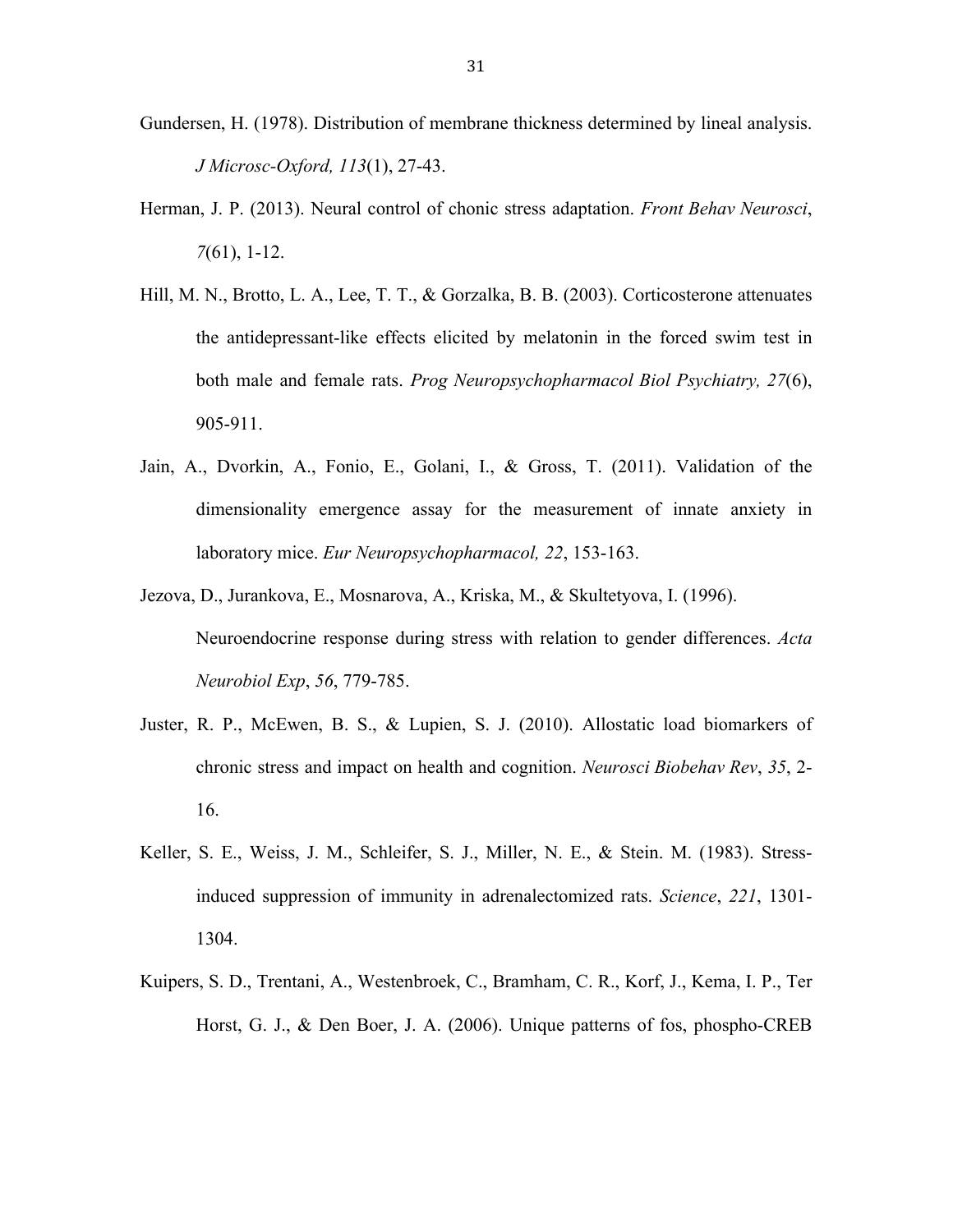Gundersen, H. (1978). Distribution of membrane thickness determined by lineal analysis. *J Microsc-Oxford, 113*(1), 27-43.

Herman, J. P. (2013). Neural control of chonic stress adaptation. *Front Behav Neurosci*, *7*(61), 1-12.

Hill, M. N., Brotto, L. A., Lee, T. T., & Gorzalka, B. B. (2003). Corticosterone attenuates the antidepressant-like effects elicited by melatonin in the forced swim test in both male and female rats. *Prog Neuropsychopharmacol Biol Psychiatry, 27*(6), 905-911.

Jain, A., Dvorkin, A., Fonio, E., Golani, I., & Gross, T. (2011). Validation of the dimensionality emergence assay for the measurement of innate anxiety in laboratory mice. *Eur Neuropsychopharmacol, 22*, 153-163.

Jezova, D., Jurankova, E., Mosnarova, A., Kriska, M., & Skultetyova, I. (1996). Neuroendocrine response during stress with relation to gender differences. *Acta Neurobiol Exp*, *56*, 779-785.

Juster, R. P., McEwen, B. S., & Lupien, S. J. (2010). Allostatic load biomarkers of chronic stress and impact on health and cognition. *Neurosci Biobehav Rev*, *35*, 2-16.

Keller, S. E., Weiss, J. M., Schleifer, S. J., Miller, N. E., & Stein. M. (1983). Stress-induced suppression of immunity in adrenalectomized rats. *Science*, *221*, 1301-1304.

Kuipers, S. D., Trentani, A., Westenbroek, C., Bramham, C. R., Korf, J., Kema, I. P., Ter Horst, G. J., & Den Boer, J. A. (2006). Unique patterns of fos, phospho-CREB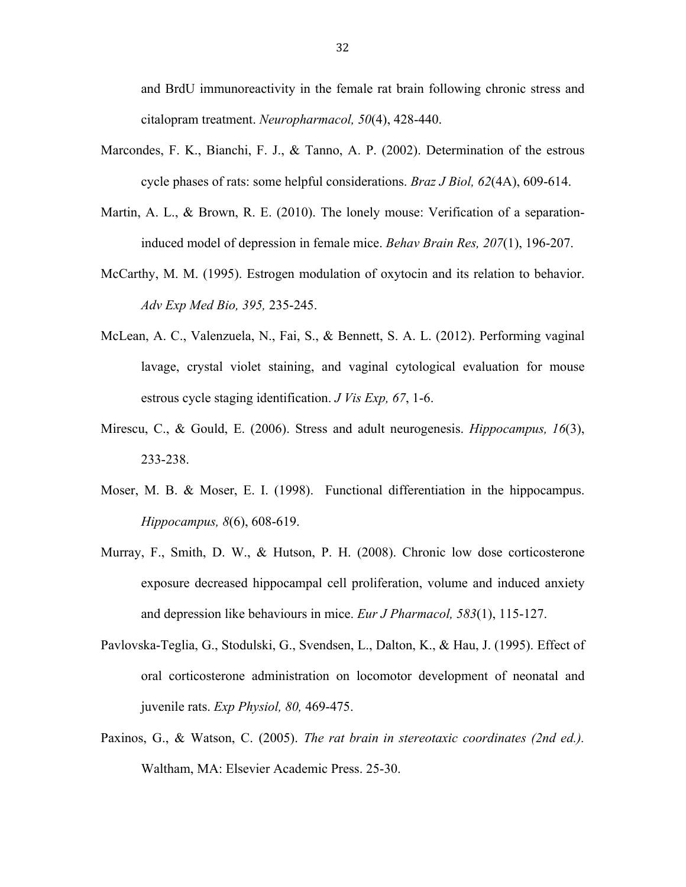and BrdU immunoreactivity in the female rat brain following chronic stress and citalopram treatment. *Neuropharmacol, 50*(4), 428-440.

Marcondes, F. K., Bianchi, F. J., & Tanno, A. P. (2002). Determination of the estrous cycle phases of rats: some helpful considerations. *Braz J Biol, 62*(4A), 609-614.

Martin, A. L., & Brown, R. E. (2010). The lonely mouse: Verification of a separation-induced model of depression in female mice. *Behav Brain Res, 207*(1), 196-207.

McCarthy, M. M. (1995). Estrogen modulation of oxytocin and its relation to behavior. *Adv Exp Med Bio, 395,* 235-245.

McLean, A. C., Valenzuela, N., Fai, S., & Bennett, S. A. L. (2012). Performing vaginal lavage, crystal violet staining, and vaginal cytological evaluation for mouse estrous cycle staging identification. *J Vis Exp, 67*, 1-6.

Mirescu, C., & Gould, E. (2006). Stress and adult neurogenesis. *Hippocampus, 16*(3), 233-238.

Moser, M. B. & Moser, E. I. (1998). Functional differentiation in the hippocampus. *Hippocampus, 8*(6), 608-619.

Murray, F., Smith, D. W., & Hutson, P. H. (2008). Chronic low dose corticosterone exposure decreased hippocampal cell proliferation, volume and induced anxiety and depression like behaviours in mice. *Eur J Pharmacol, 583*(1), 115-127.

Pavlovska-Teglia, G., Stodulski, G., Svendsen, L., Dalton, K., & Hau, J. (1995). Effect of oral corticosterone administration on locomotor development of neonatal and juvenile rats. *Exp Physiol, 80,* 469-475.

Paxinos, G., & Watson, C. (2005). *The rat brain in stereotaxic coordinates (2nd ed.).* Waltham, MA: Elsevier Academic Press. 25-30.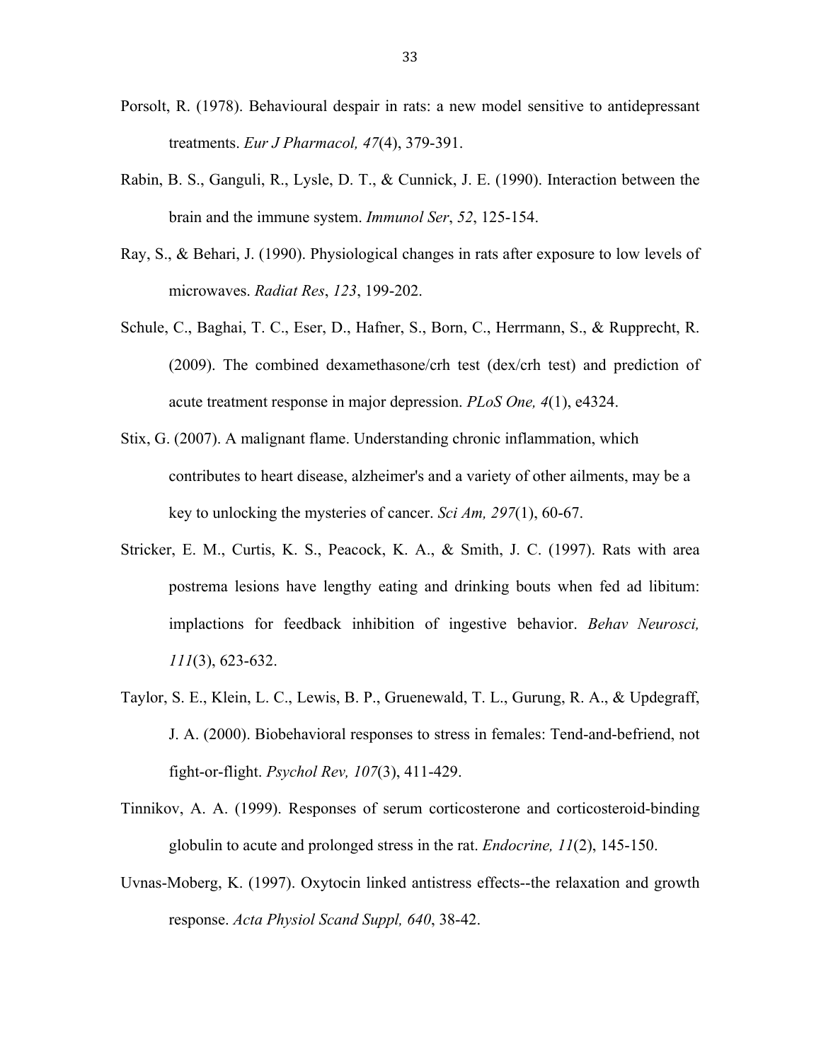Porsolt, R. (1978). Behavioural despair in rats: a new model sensitive to antidepressant treatments. *Eur J Pharmacol, 47*(4), 379-391.

Rabin, B. S., Ganguli, R., Lysle, D. T., & Cunnick, J. E. (1990). Interaction between the brain and the immune system. *Immunol Ser*, *52*, 125-154.

Ray, S., & Behari, J. (1990). Physiological changes in rats after exposure to low levels of microwaves. *Radiat Res*, *123*, 199-202.

Schule, C., Baghai, T. C., Eser, D., Hafner, S., Born, C., Herrmann, S., & Rupprecht, R. (2009). The combined dexamethasone/crh test (dex/crh test) and prediction of acute treatment response in major depression. *PLoS One, 4*(1), e4324.

Stix, G. (2007). A malignant flame. Understanding chronic inflammation, which contributes to heart disease, alzheimer's and a variety of other ailments, may be a key to unlocking the mysteries of cancer. *Sci Am, 297*(1), 60-67.

Stricker, E. M., Curtis, K. S., Peacock, K. A., & Smith, J. C. (1997). Rats with area postrema lesions have lengthy eating and drinking bouts when fed ad libitum: implactions for feedback inhibition of ingestive behavior. *Behav Neurosci, 111*(3), 623-632.

Taylor, S. E., Klein, L. C., Lewis, B. P., Gruenewald, T. L., Gurung, R. A., & Updegraff, J. A. (2000). Biobehavioral responses to stress in females: Tend-and-befriend, not fight-or-flight. *Psychol Rev, 107*(3), 411-429.

Tinnikov, A. A. (1999). Responses of serum corticosterone and corticosteroid-binding globulin to acute and prolonged stress in the rat. *Endocrine, 11*(2), 145-150.

Uvnas-Moberg, K. (1997). Oxytocin linked antistress effects--the relaxation and growth response. *Acta Physiol Scand Suppl, 640*, 38-42.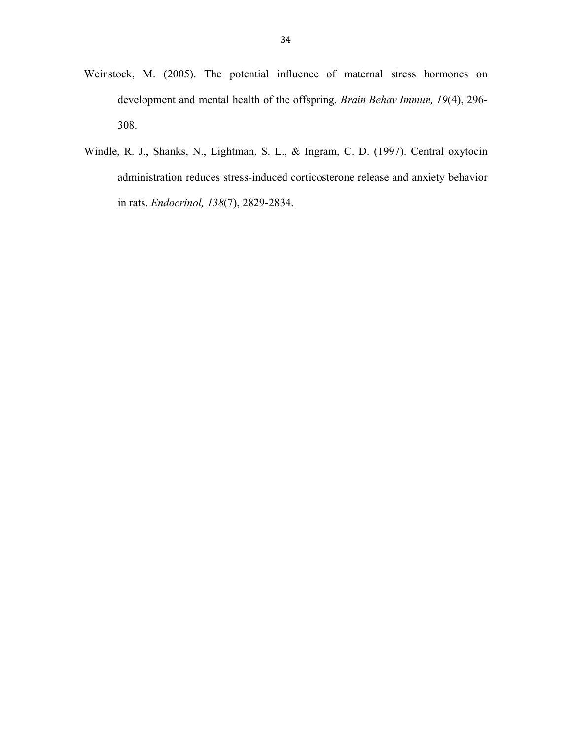Weinstock, M. (2005). The potential influence of maternal stress hormones on development and mental health of the offspring. *Brain Behav Immun, 19*(4), 296-308.

Windle, R. J., Shanks, N., Lightman, S. L., & Ingram, C. D. (1997). Central oxytocin administration reduces stress-induced corticosterone release and anxiety behavior in rats. *Endocrinol, 138*(7), 2829-2834.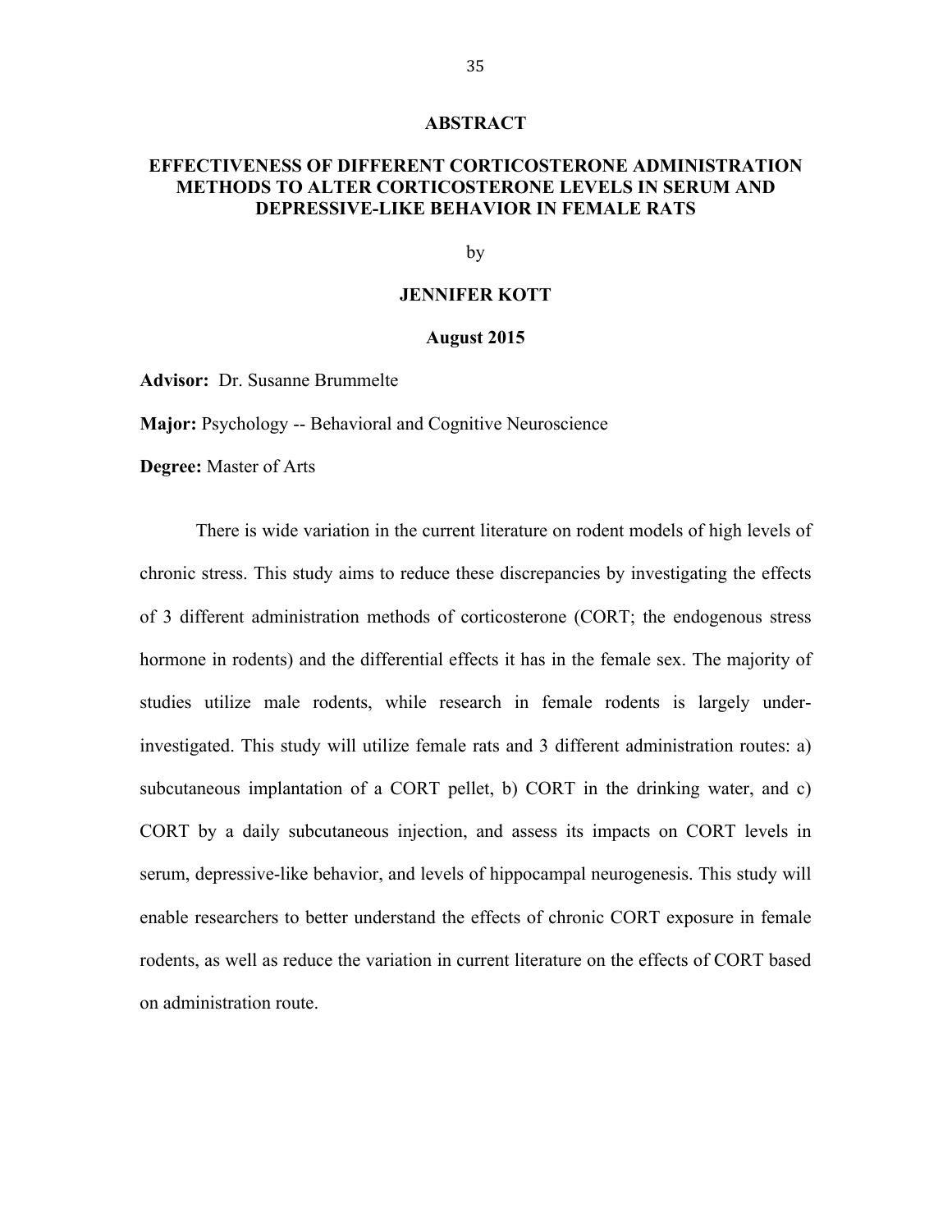# ABSTRACT

## EFFECTIVENESS OF DIFFERENT CORTICOSTERONE ADMINISTRATION METHODS TO ALTER CORTICOSTERONE LEVELS IN SERUM AND DEPRESSIVE-LIKE BEHAVIOR IN FEMALE RATS

by

**JENNIFER KOTT**

**August 2015**

**Advisor:** Dr. Susanne Brummelte

**Major:** Psychology -- Behavioral and Cognitive Neuroscience

**Degree:** Master of Arts

There is wide variation in the current literature on rodent models of high levels of chronic stress. This study aims to reduce these discrepancies by investigating the effects of 3 different administration methods of corticosterone (CORT; the endogenous stress hormone in rodents) and the differential effects it has in the female sex. The majority of studies utilize male rodents, while research in female rodents is largely under-investigated. This study will utilize female rats and 3 different administration routes: a) subcutaneous implantation of a CORT pellet, b) CORT in the drinking water, and c) CORT by a daily subcutaneous injection, and assess its impacts on CORT levels in serum, depressive-like behavior, and levels of hippocampal neurogenesis. This study will enable researchers to better understand the effects of chronic CORT exposure in female rodents, as well as reduce the variation in current literature on the effects of CORT based on administration route.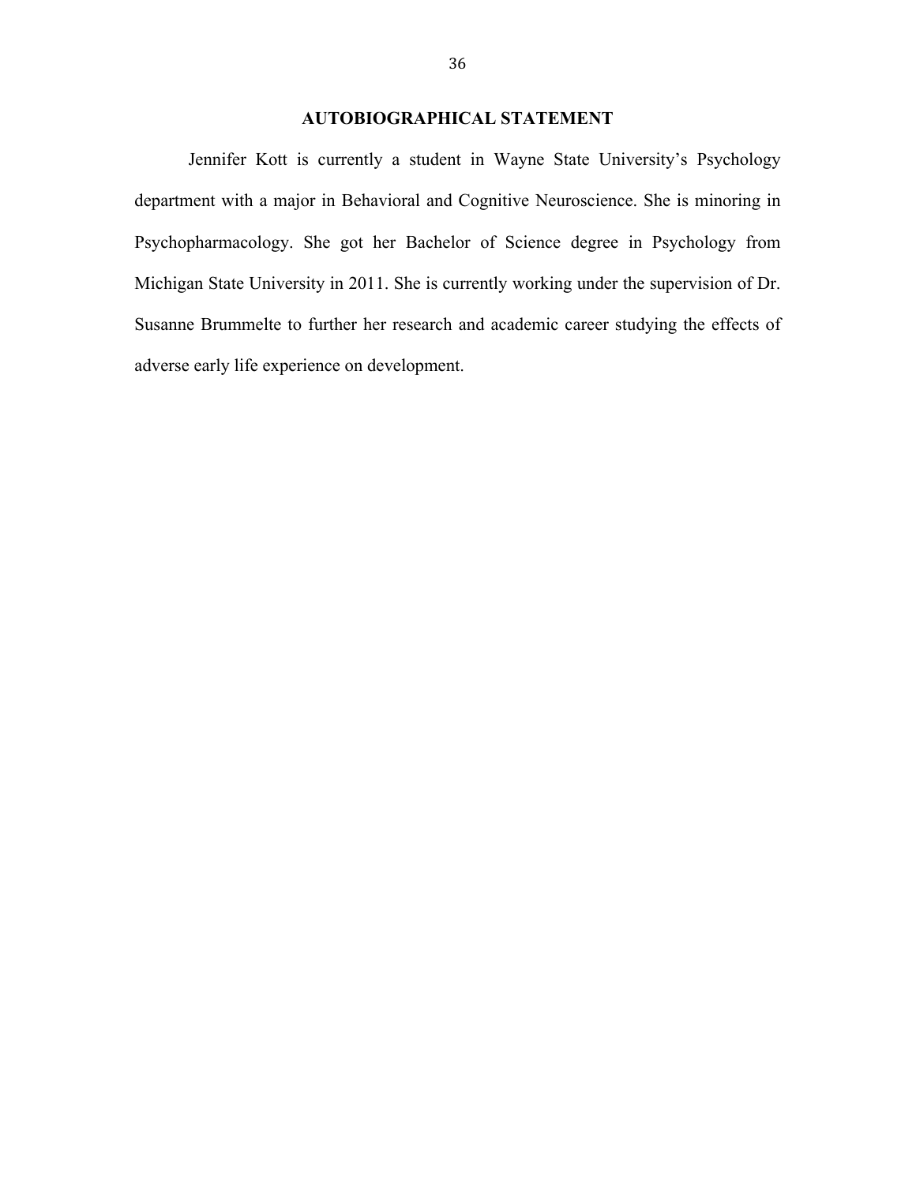## AUTOBIOGRAPHICAL STATEMENT

Jennifer Kott is currently a student in Wayne State University's Psychology department with a major in Behavioral and Cognitive Neuroscience. She is minoring in Psychopharmacology. She got her Bachelor of Science degree in Psychology from Michigan State University in 2011. She is currently working under the supervision of Dr. Susanne Brummelte to further her research and academic career studying the effects of adverse early life experience on development.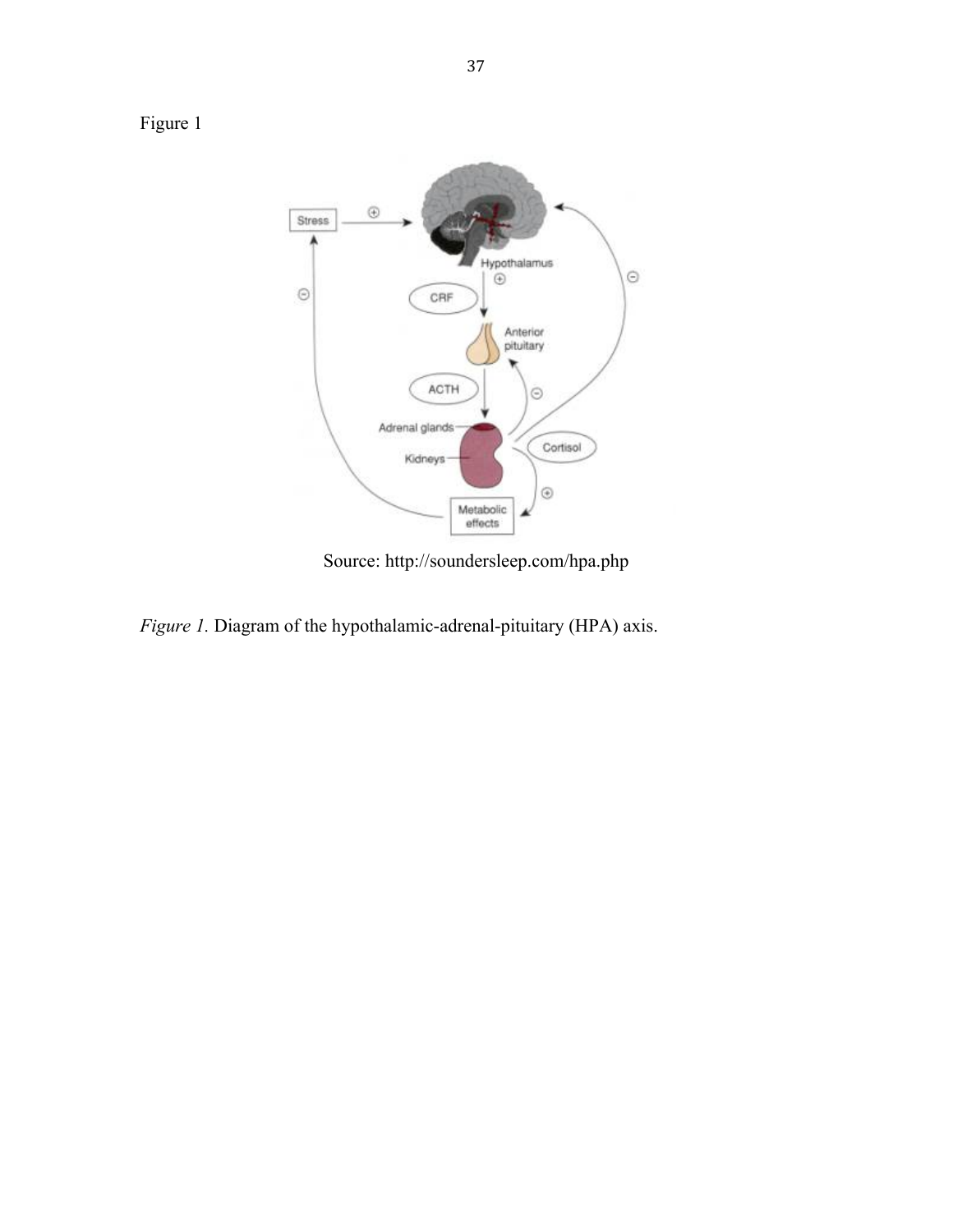Figure 1

Source: http://soundersleep.com/hpa.php

*Figure 1.* Diagram of the hypothalamic-adrenal-pituitary (HPA) axis.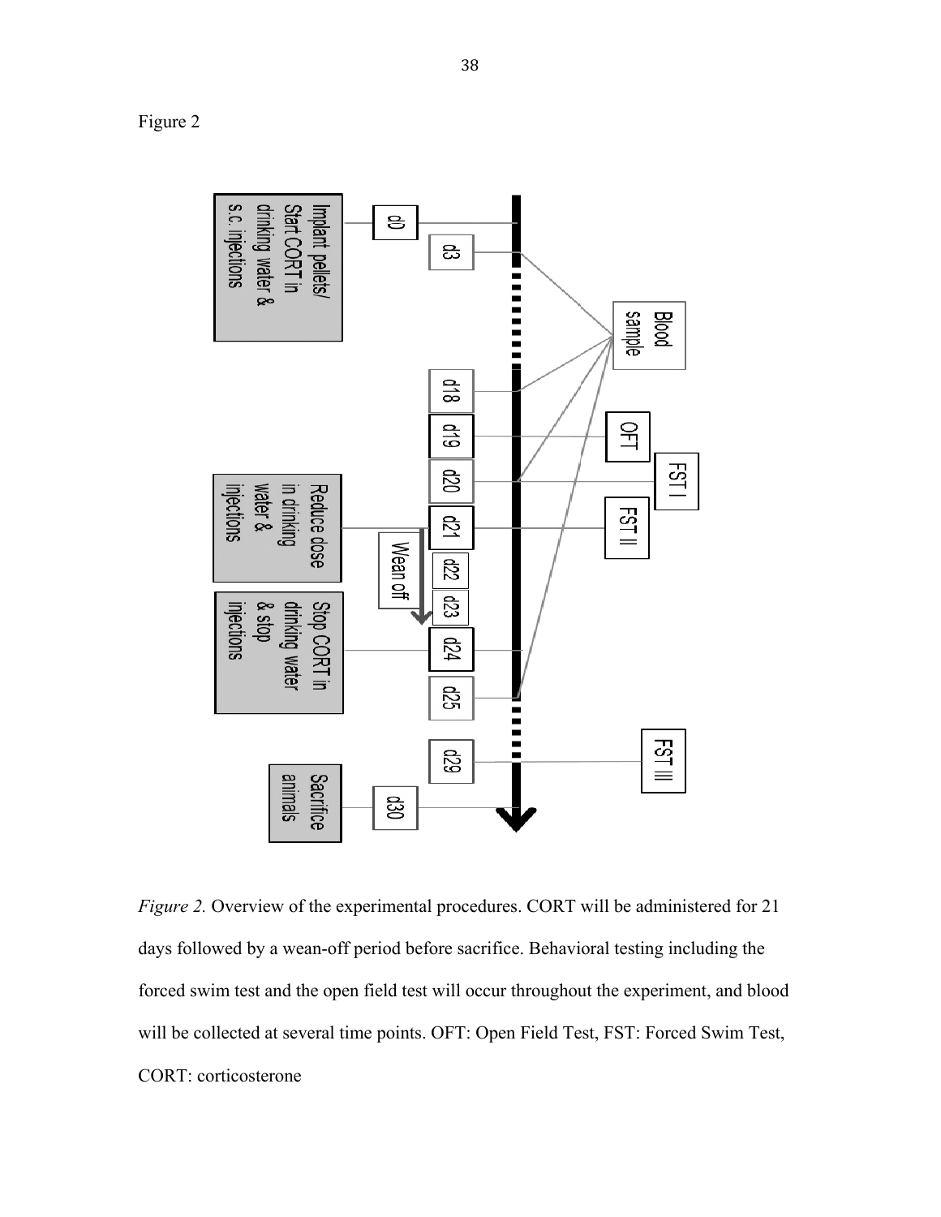Figure 2

*Figure 2.* Overview of the experimental procedures. CORT will be administered for 21 days followed by a wean-off period before sacrifice. Behavioral testing including the forced swim test and the open field test will occur throughout the experiment, and blood will be collected at several time points. OFT: Open Field Test, FST: Forced Swim Test, CORT: corticosterone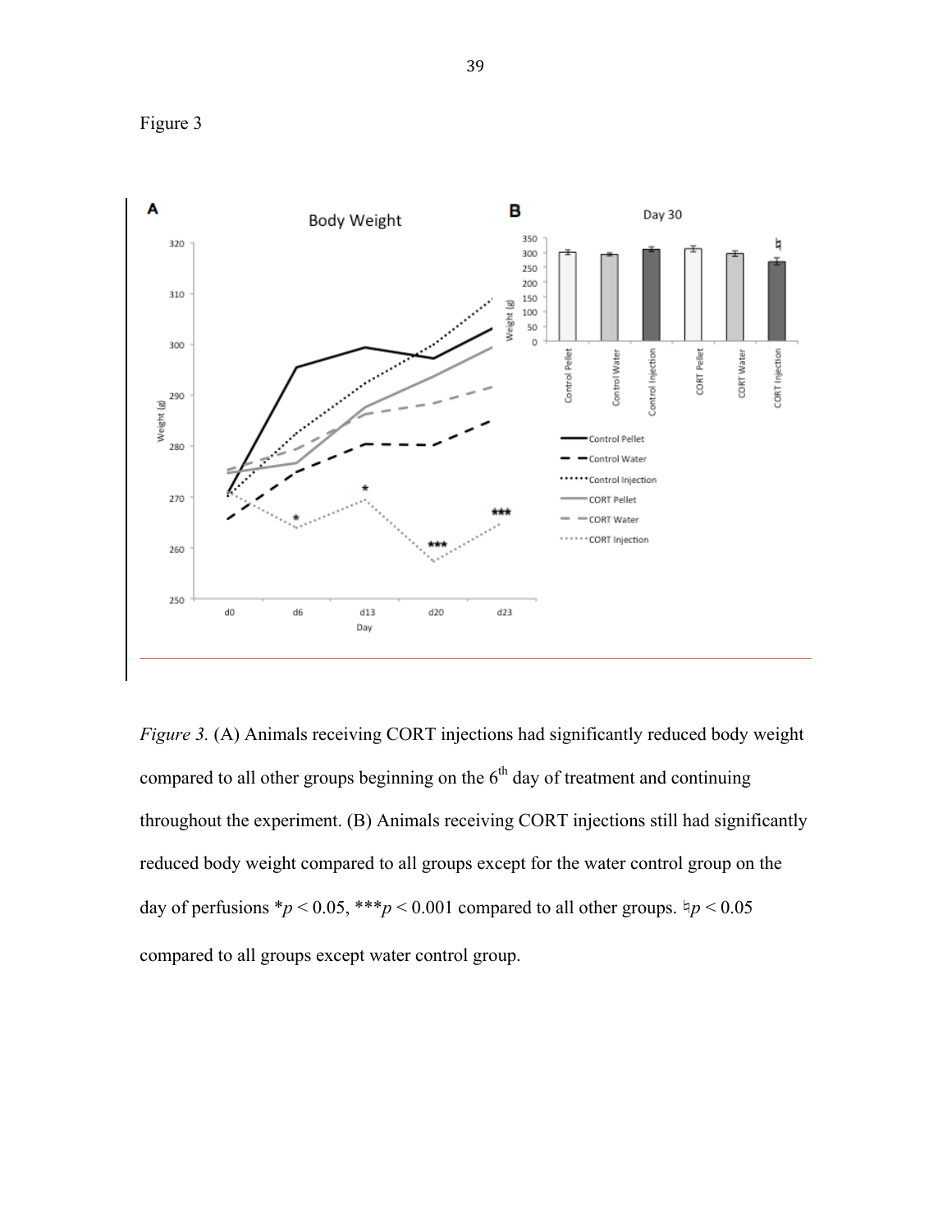Figure 3

*Figure 3.* (A) Animals receiving CORT injections had significantly reduced body weight compared to all other groups beginning on the 6th day of treatment and continuing throughout the experiment. (B) Animals receiving CORT injections still had significantly reduced body weight compared to all groups except for the water control group on the day of perfusions \*$p < 0.05$, \*\*\*$p < 0.001$ compared to all other groups. ♮$p < 0.05$ compared to all groups except water control group.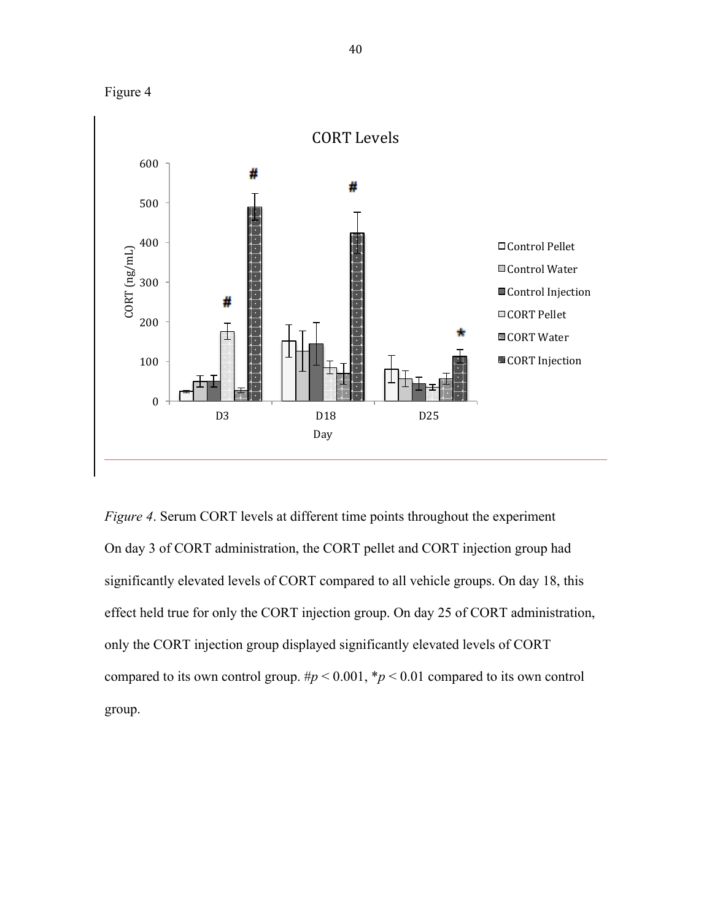Figure 4

*Figure 4*. Serum CORT levels at different time points throughout the experiment On day 3 of CORT administration, the CORT pellet and CORT injection group had significantly elevated levels of CORT compared to all vehicle groups. On day 18, this effect held true for only the CORT injection group. On day 25 of CORT administration, only the CORT injection group displayed significantly elevated levels of CORT compared to its own control group. #$p < 0.001$, *$p < 0.01$ compared to its own control group.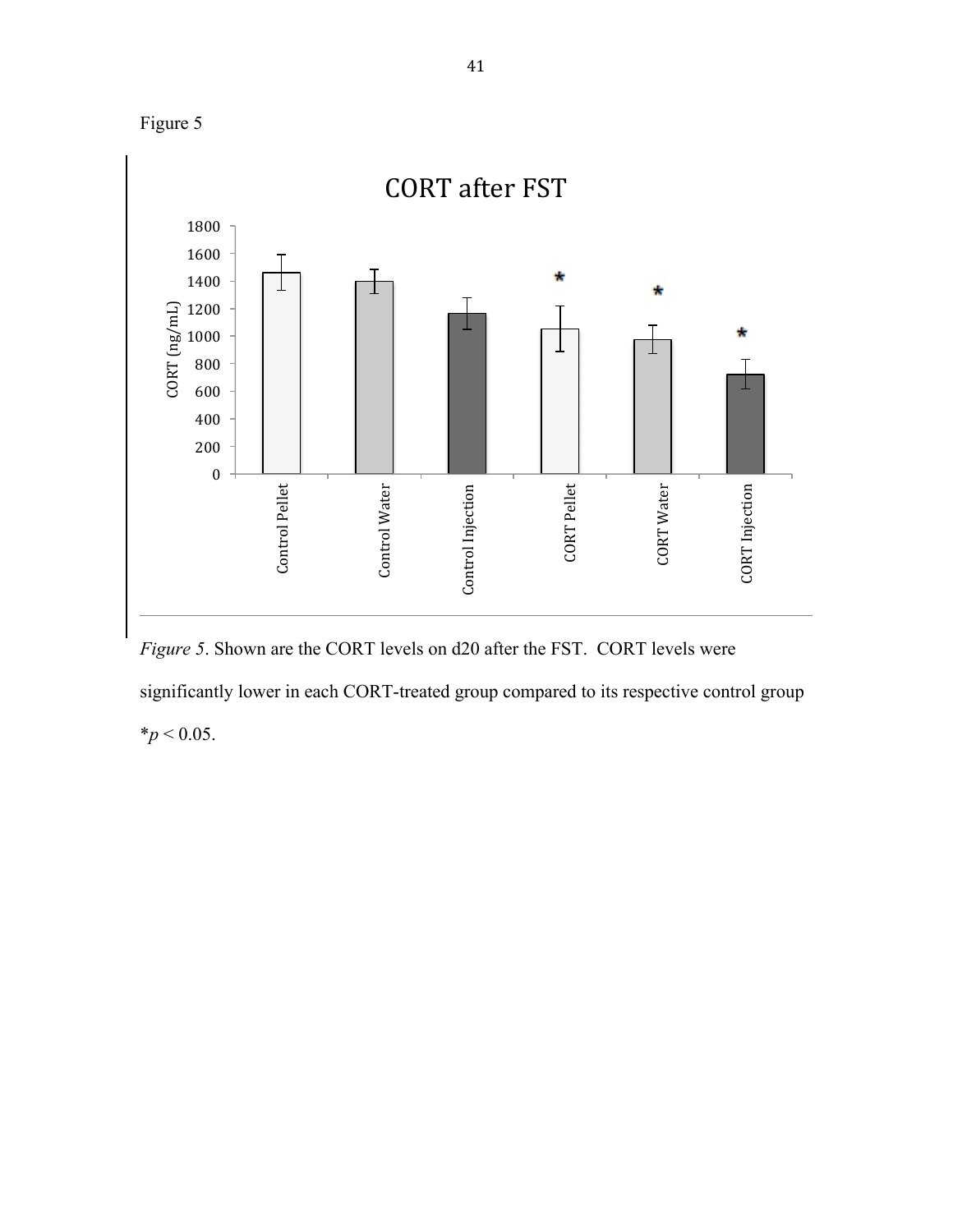Figure 5

*Figure 5*. Shown are the CORT levels on d20 after the FST. CORT levels were significantly lower in each CORT-treated group compared to its respective control group *$p < 0.05$.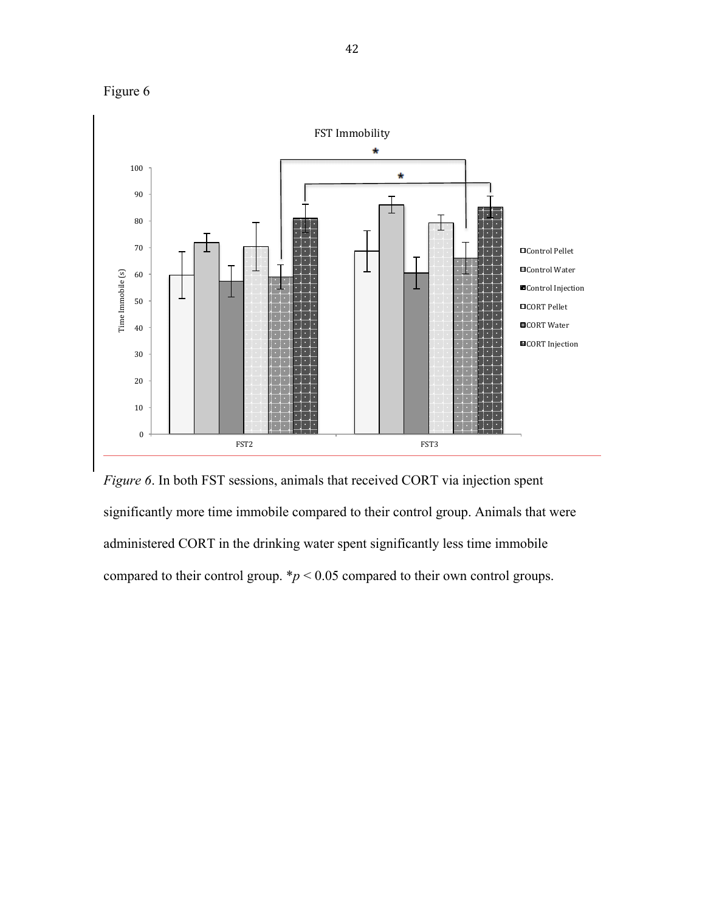Figure 6

FST Immobility

*Figure 6*. In both FST sessions, animals that received CORT via injection spent significantly more time immobile compared to their control group. Animals that were administered CORT in the drinking water spent significantly less time immobile compared to their control group. $*p < 0.05$ compared to their own control groups.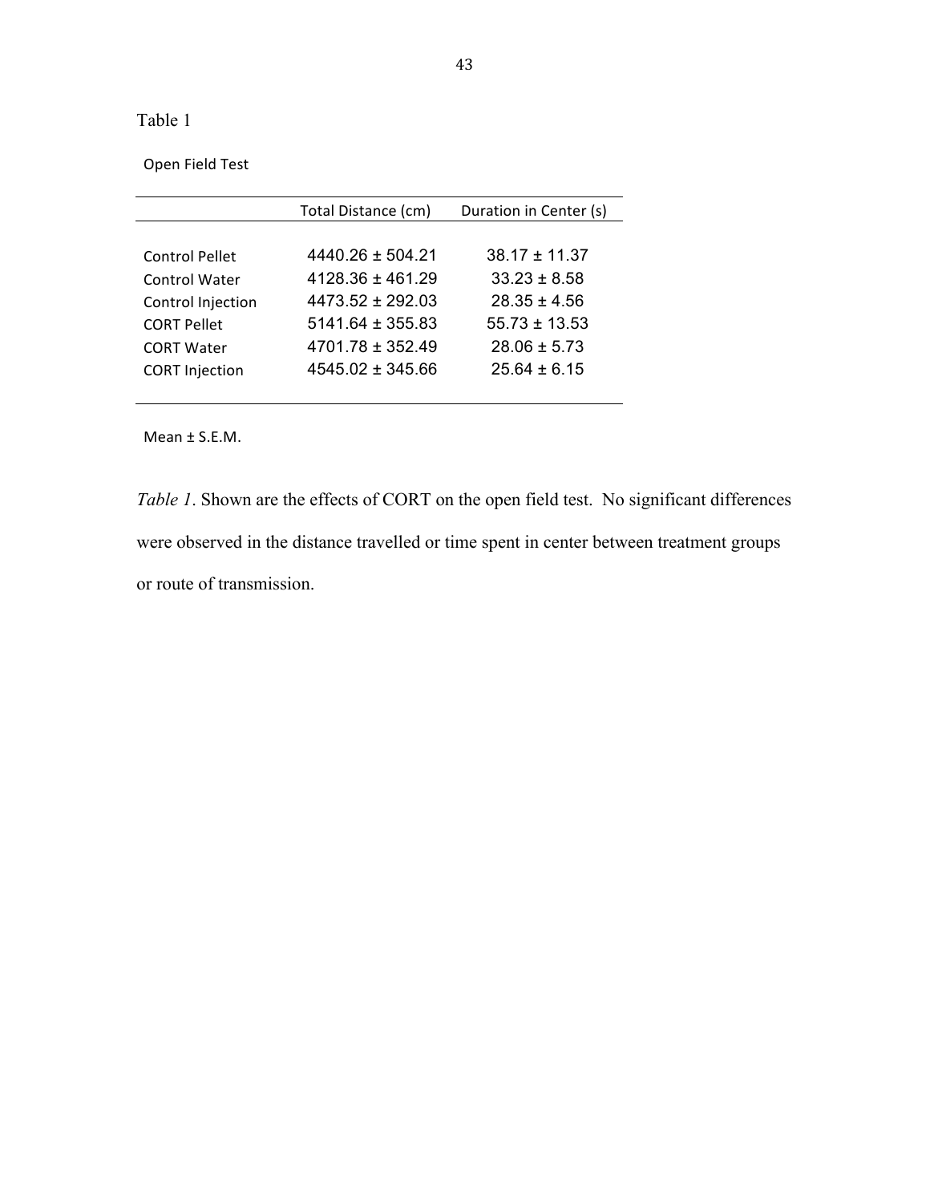Table 1

Open Field Test

| | Total Distance (cm) | Duration in Center (s) |
|---|---|---|
| Control Pellet | 4440.26 ± 504.21 | 38.17 ± 11.37 |
| Control Water | 4128.36 ± 461.29 | 33.23 ± 8.58 |
| Control Injection | 4473.52 ± 292.03 | 28.35 ± 4.56 |
| CORT Pellet | 5141.64 ± 355.83 | 55.73 ± 13.53 |
| CORT Water | 4701.78 ± 352.49 | 28.06 ± 5.73 |
| CORT Injection | 4545.02 ± 345.66 | 25.64 ± 6.15 |

Mean ± S.E.M.

*Table 1*. Shown are the effects of CORT on the open field test. No significant differences were observed in the distance travelled or time spent in center between treatment groups or route of transmission.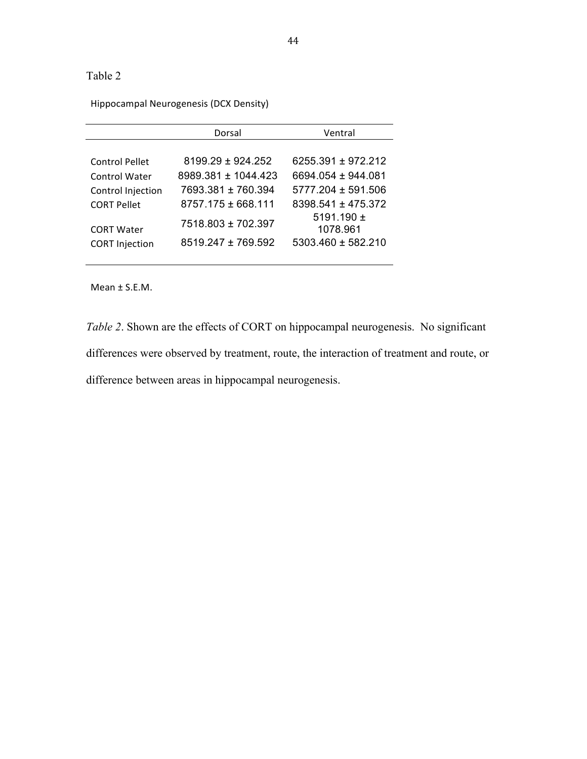Table 2

Hippocampal Neurogenesis (DCX Density)

| | Dorsal | Ventral |
|---|---|---|
| Control Pellet | 8199.29 ± 924.252 | 6255.391 ± 972.212 |
| Control Water | 8989.381 ± 1044.423 | 6694.054 ± 944.081 |
| Control Injection | 7693.381 ± 760.394 | 5777.204 ± 591.506 |
| CORT Pellet | 8757.175 ± 668.111 | 8398.541 ± 475.372 |
| CORT Water | 7518.803 ± 702.397 | 5191.190 ± 1078.961 |
| CORT Injection | 8519.247 ± 769.592 | 5303.460 ± 582.210 |

Mean ± S.E.M.

*Table 2*. Shown are the effects of CORT on hippocampal neurogenesis. No significant differences were observed by treatment, route, the interaction of treatment and route, or difference between areas in hippocampal neurogenesis.